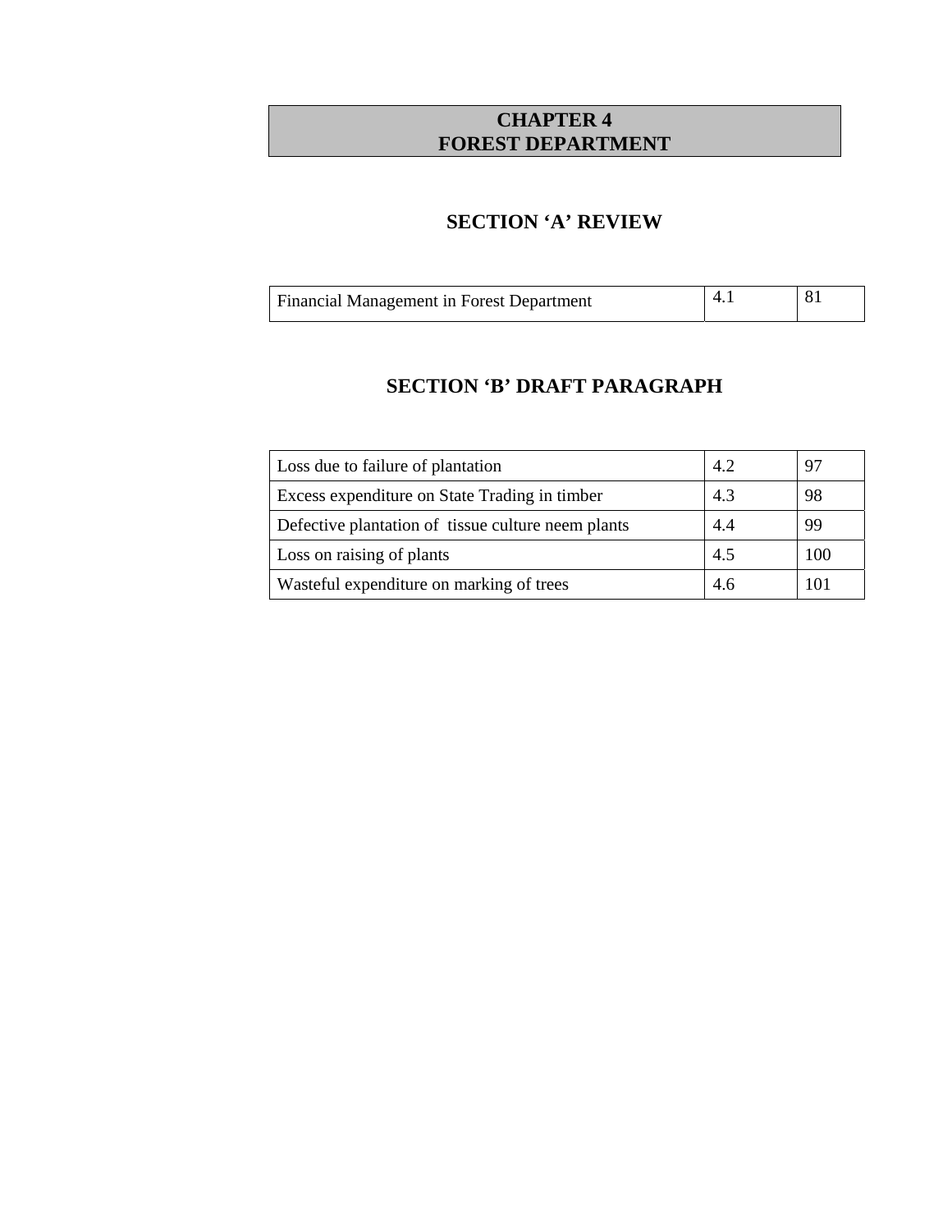# CHAPTER 4
# FOREST DEPARTMENT

## SECTION 'A' REVIEW

| | | |
|---|---|---|
| Financial Management in Forest Department | 4.1 | 81 |

## SECTION 'B' DRAFT PARAGRAPH

| | | |
|---|---|---|
| Loss due to failure of plantation | 4.2 | 97 |
| Excess expenditure on State Trading in timber | 4.3 | 98 |
| Defective plantation of tissue culture neem plants | 4.4 | 99 |
| Loss on raising of plants | 4.5 | 100 |
| Wasteful expenditure on marking of trees | 4.6 | 101 |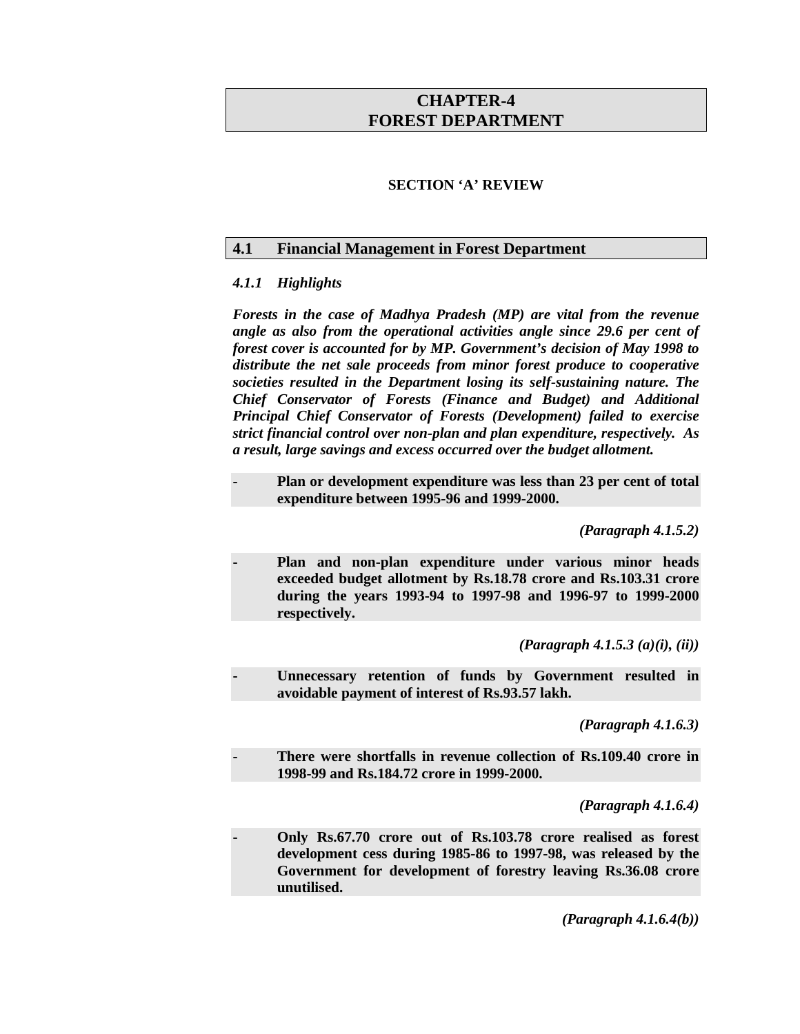# CHAPTER-4
# FOREST DEPARTMENT

### SECTION 'A' REVIEW

## 4.1 Financial Management in Forest Department

### *4.1.1 Highlights*

***Forests in the case of Madhya Pradesh (MP) are vital from the revenue angle as also from the operational activities angle since 29.6 per cent of forest cover is accounted for by MP. Government's decision of May 1998 to distribute the net sale proceeds from minor forest produce to cooperative societies resulted in the Department losing its self-sustaining nature. The Chief Conservator of Forests (Finance and Budget) and Additional Principal Chief Conservator of Forests (Development) failed to exercise strict financial control over non-plan and plan expenditure, respectively. As a result, large savings and excess occurred over the budget allotment.***

- **Plan or development expenditure was less than 23 per cent of total expenditure between 1995-96 and 1999-2000.**

*(Paragraph 4.1.5.2)*

- **Plan and non-plan expenditure under various minor heads exceeded budget allotment by Rs.18.78 crore and Rs.103.31 crore during the years 1993-94 to 1997-98 and 1996-97 to 1999-2000 respectively.**

*(Paragraph 4.1.5.3 (a)(i), (ii))*

- **Unnecessary retention of funds by Government resulted in avoidable payment of interest of Rs.93.57 lakh.**

*(Paragraph 4.1.6.3)*

- **There were shortfalls in revenue collection of Rs.109.40 crore in 1998-99 and Rs.184.72 crore in 1999-2000.**

*(Paragraph 4.1.6.4)*

- **Only Rs.67.70 crore out of Rs.103.78 crore realised as forest development cess during 1985-86 to 1997-98, was released by the Government for development of forestry leaving Rs.36.08 crore unutilised.**

*(Paragraph 4.1.6.4(b))*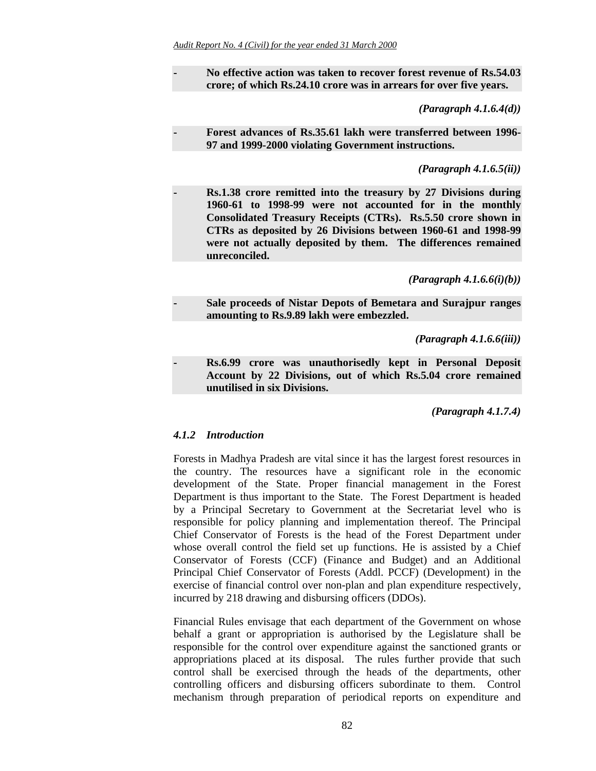- **No effective action was taken to recover forest revenue of Rs.54.03 crore; of which Rs.24.10 crore was in arrears for over five years.**

*(Paragraph 4.1.6.4(d))*

- **Forest advances of Rs.35.61 lakh were transferred between 1996-97 and 1999-2000 violating Government instructions.**

*(Paragraph 4.1.6.5(ii))*

- **Rs.1.38 crore remitted into the treasury by 27 Divisions during 1960-61 to 1998-99 were not accounted for in the monthly Consolidated Treasury Receipts (CTRs). Rs.5.50 crore shown in CTRs as deposited by 26 Divisions between 1960-61 and 1998-99 were not actually deposited by them. The differences remained unreconciled.**

*(Paragraph 4.1.6.6(i)(b))*

- **Sale proceeds of Nistar Depots of Bemetara and Surajpur ranges amounting to Rs.9.89 lakh were embezzled.**

*(Paragraph 4.1.6.6(iii))*

- **Rs.6.99 crore was unauthorisedly kept in Personal Deposit Account by 22 Divisions, out of which Rs.5.04 crore remained unutilised in six Divisions.**

*(Paragraph 4.1.7.4)*

### *4.1.2 Introduction*

Forests in Madhya Pradesh are vital since it has the largest forest resources in the country. The resources have a significant role in the economic development of the State. Proper financial management in the Forest Department is thus important to the State. The Forest Department is headed by a Principal Secretary to Government at the Secretariat level who is responsible for policy planning and implementation thereof. The Principal Chief Conservator of Forests is the head of the Forest Department under whose overall control the field set up functions. He is assisted by a Chief Conservator of Forests (CCF) (Finance and Budget) and an Additional Principal Chief Conservator of Forests (Addl. PCCF) (Development) in the exercise of financial control over non-plan and plan expenditure respectively, incurred by 218 drawing and disbursing officers (DDOs).

Financial Rules envisage that each department of the Government on whose behalf a grant or appropriation is authorised by the Legislature shall be responsible for the control over expenditure against the sanctioned grants or appropriations placed at its disposal. The rules further provide that such control shall be exercised through the heads of the departments, other controlling officers and disbursing officers subordinate to them. Control mechanism through preparation of periodical reports on expenditure and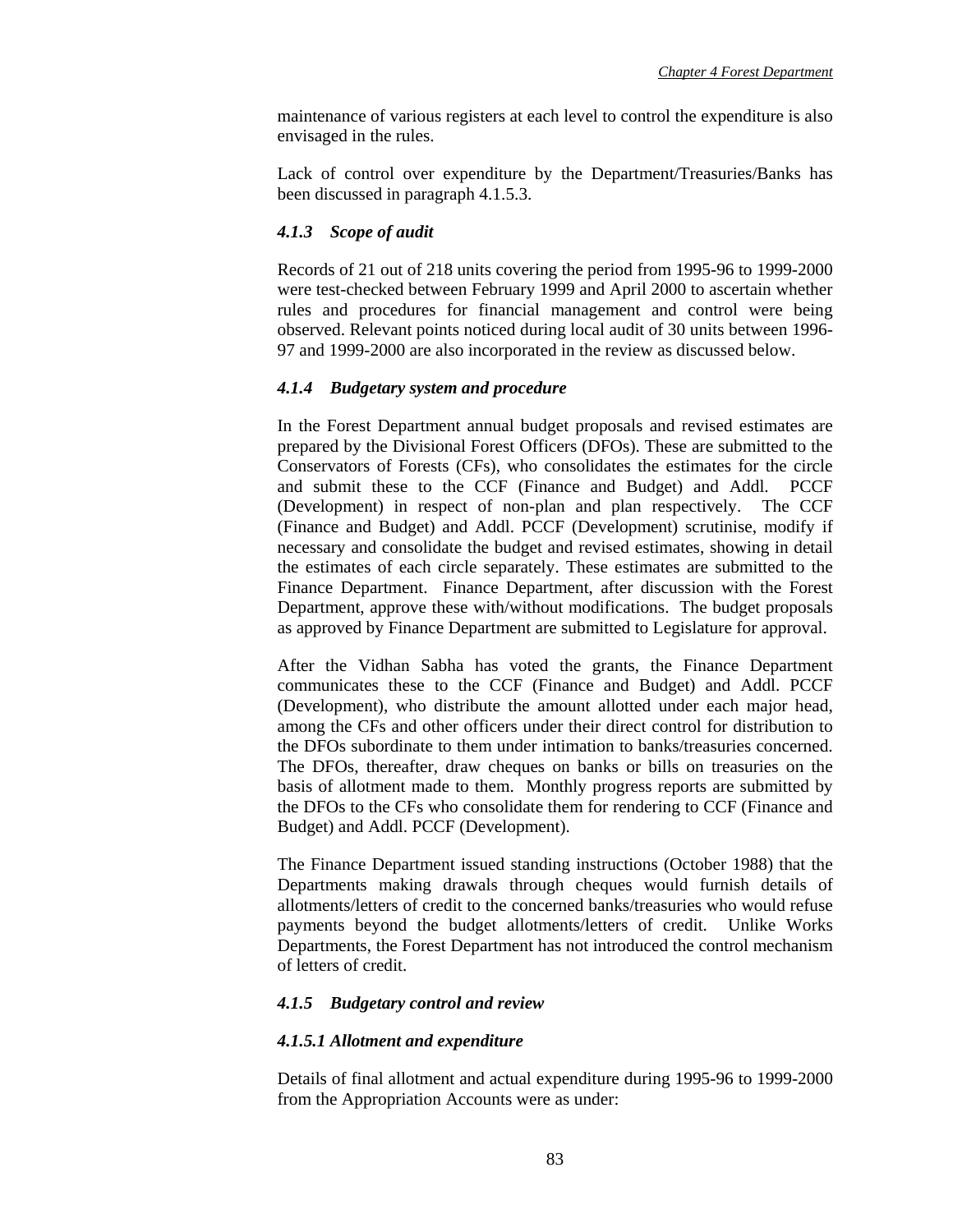maintenance of various registers at each level to control the expenditure is also envisaged in the rules.

Lack of control over expenditure by the Department/Treasuries/Banks has been discussed in paragraph 4.1.5.3.

### *4.1.3 Scope of audit*

Records of 21 out of 218 units covering the period from 1995-96 to 1999-2000 were test-checked between February 1999 and April 2000 to ascertain whether rules and procedures for financial management and control were being observed. Relevant points noticed during local audit of 30 units between 1996-97 and 1999-2000 are also incorporated in the review as discussed below.

### *4.1.4 Budgetary system and procedure*

In the Forest Department annual budget proposals and revised estimates are prepared by the Divisional Forest Officers (DFOs). These are submitted to the Conservators of Forests (CFs), who consolidates the estimates for the circle and submit these to the CCF (Finance and Budget) and Addl. PCCF (Development) in respect of non-plan and plan respectively. The CCF (Finance and Budget) and Addl. PCCF (Development) scrutinise, modify if necessary and consolidate the budget and revised estimates, showing in detail the estimates of each circle separately. These estimates are submitted to the Finance Department. Finance Department, after discussion with the Forest Department, approve these with/without modifications. The budget proposals as approved by Finance Department are submitted to Legislature for approval.

After the Vidhan Sabha has voted the grants, the Finance Department communicates these to the CCF (Finance and Budget) and Addl. PCCF (Development), who distribute the amount allotted under each major head, among the CFs and other officers under their direct control for distribution to the DFOs subordinate to them under intimation to banks/treasuries concerned. The DFOs, thereafter, draw cheques on banks or bills on treasuries on the basis of allotment made to them. Monthly progress reports are submitted by the DFOs to the CFs who consolidate them for rendering to CCF (Finance and Budget) and Addl. PCCF (Development).

The Finance Department issued standing instructions (October 1988) that the Departments making drawals through cheques would furnish details of allotments/letters of credit to the concerned banks/treasuries who would refuse payments beyond the budget allotments/letters of credit. Unlike Works Departments, the Forest Department has not introduced the control mechanism of letters of credit.

### *4.1.5 Budgetary control and review*

#### *4.1.5.1 Allotment and expenditure*

Details of final allotment and actual expenditure during 1995-96 to 1999-2000 from the Appropriation Accounts were as under: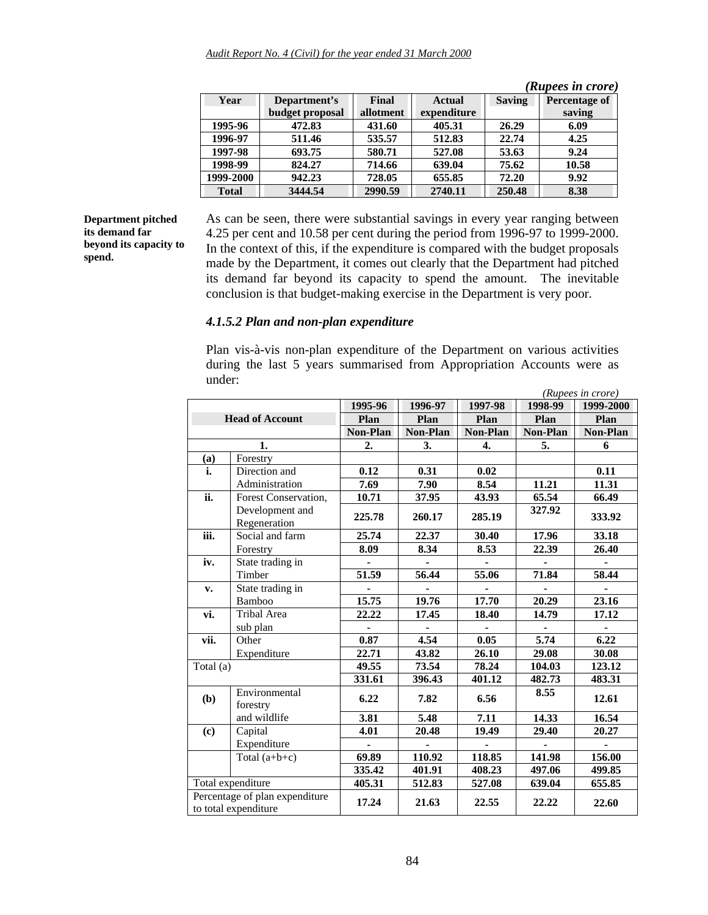*(Rupees in crore)*

| Year | Department's budget proposal | Final allotment | Actual expenditure | Saving | Percentage of saving |
|---|---|---|---|---|---|
| 1995-96 | 472.83 | 431.60 | 405.31 | 26.29 | 6.09 |
| 1996-97 | 511.46 | 535.57 | 512.83 | 22.74 | 4.25 |
| 1997-98 | 693.75 | 580.71 | 527.08 | 53.63 | 9.24 |
| 1998-99 | 824.27 | 714.66 | 639.04 | 75.62 | 10.58 |
| 1999-2000 | 942.23 | 728.05 | 655.85 | 72.20 | 9.92 |
| Total | 3444.54 | 2990.59 | 2740.11 | 250.48 | 8.38 |

**Department pitched its demand far beyond its capacity to spend.**

As can be seen, there were substantial savings in every year ranging between 4.25 per cent and 10.58 per cent during the period from 1996-97 to 1999-2000. In the context of this, if the expenditure is compared with the budget proposals made by the Department, it comes out clearly that the Department had pitched its demand far beyond its capacity to spend the amount. The inevitable conclusion is that budget-making exercise in the Department is very poor.

### *4.1.5.2 Plan and non-plan expenditure*

Plan vis-à-vis non-plan expenditure of the Department on various activities during the last 5 years summarised from Appropriation Accounts were as under:

*(Rupees in crore)*

| Head of Account | | 1995-96 Plan / Non-Plan | 1996-97 Plan / Non-Plan | 1997-98 Plan / Non-Plan | 1998-99 Plan / Non-Plan | 1999-2000 Plan / Non-Plan |
|---|---|---|---|---|---|---|
| 1. | | 2. | 3. | 4. | 5. | 6 |
| (a) | Forestry | | | | | |
| i. | Direction and Administration | 0.12 | 0.31 | 0.02 | | 0.11 |
| | | 7.69 | 7.90 | 8.54 | 11.21 | 11.31 |
| ii. | Forest Conservation, Development and Regeneration | 10.71 | 37.95 | 43.93 | 65.54 | 66.49 |
| | | 225.78 | 260.17 | 285.19 | 327.92 | 333.92 |
| iii. | Social and farm Forestry | 25.74 | 22.37 | 30.40 | 17.96 | 33.18 |
| | | 8.09 | 8.34 | 8.53 | 22.39 | 26.40 |
| iv. | State trading in Timber | - | - | - | - | - |
| | | 51.59 | 56.44 | 55.06 | 71.84 | 58.44 |
| v. | State trading in Bamboo | - | - | - | - | - |
| | | 15.75 | 19.76 | 17.70 | 20.29 | 23.16 |
| vi. | Tribal Area sub plan | 22.22 | 17.45 | 18.40 | 14.79 | 17.12 |
| | | - | - | - | - | - |
| vii. | Other Expenditure | 0.87 | 4.54 | 0.05 | 5.74 | 6.22 |
| | | 22.71 | 43.82 | 26.10 | 29.08 | 30.08 |
| Total (a) | | 49.55 | 73.54 | 78.24 | 104.03 | 123.12 |
| | | 331.61 | 396.43 | 401.12 | 482.73 | 483.31 |
| (b) | Environmental forestry and wildlife | 6.22 | 7.82 | 6.56 | 8.55 | 12.61 |
| | | 3.81 | 5.48 | 7.11 | 14.33 | 16.54 |
| (c) | Capital Expenditure | 4.01 | 20.48 | 19.49 | 29.40 | 20.27 |
| | | - | - | - | - | - |
| | Total (a+b+c) | 69.89 | 110.92 | 118.85 | 141.98 | 156.00 |
| | | 335.42 | 401.91 | 408.23 | 497.06 | 499.85 |
| Total expenditure | | 405.31 | 512.83 | 527.08 | 639.04 | 655.85 |
| Percentage of plan expenditure to total expenditure | | 17.24 | 21.63 | 22.55 | 22.22 | 22.60 |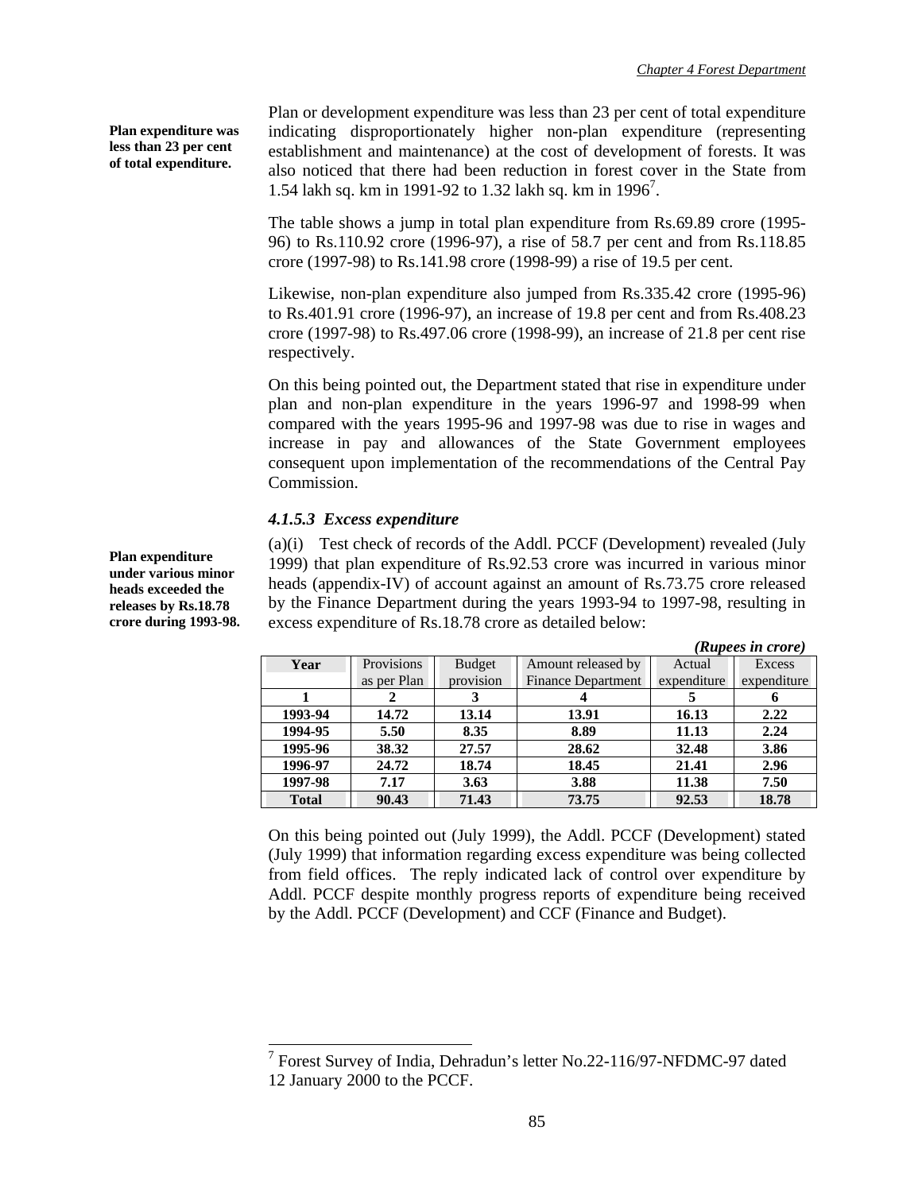**Plan expenditure was less than 23 per cent of total expenditure.**

Plan or development expenditure was less than 23 per cent of total expenditure indicating disproportionately higher non-plan expenditure (representing establishment and maintenance) at the cost of development of forests. It was also noticed that there had been reduction in forest cover in the State from 1.54 lakh sq. km in 1991-92 to 1.32 lakh sq. km in 1996[7].

The table shows a jump in total plan expenditure from Rs.69.89 crore (1995-96) to Rs.110.92 crore (1996-97), a rise of 58.7 per cent and from Rs.118.85 crore (1997-98) to Rs.141.98 crore (1998-99) a rise of 19.5 per cent.

Likewise, non-plan expenditure also jumped from Rs.335.42 crore (1995-96) to Rs.401.91 crore (1996-97), an increase of 19.8 per cent and from Rs.408.23 crore (1997-98) to Rs.497.06 crore (1998-99), an increase of 21.8 per cent rise respectively.

On this being pointed out, the Department stated that rise in expenditure under plan and non-plan expenditure in the years 1996-97 and 1998-99 when compared with the years 1995-96 and 1997-98 was due to rise in wages and increase in pay and allowances of the State Government employees consequent upon implementation of the recommendations of the Central Pay Commission.

#### *4.1.5.3 Excess expenditure*

**Plan expenditure under various minor heads exceeded the releases by Rs.18.78 crore during 1993-98.**

(a)(i) Test check of records of the Addl. PCCF (Development) revealed (July 1999) that plan expenditure of Rs.92.53 crore was incurred in various minor heads (appendix-IV) of account against an amount of Rs.73.75 crore released by the Finance Department during the years 1993-94 to 1997-98, resulting in excess expenditure of Rs.18.78 crore as detailed below:

***(Rupees in crore)***

| Year | Provisions as per Plan | Budget provision | Amount released by Finance Department | Actual expenditure | Excess expenditure |
|---|---|---|---|---|---|
| 1 | 2 | 3 | 4 | 5 | 6 |
| 1993-94 | 14.72 | 13.14 | 13.91 | 16.13 | 2.22 |
| 1994-95 | 5.50 | 8.35 | 8.89 | 11.13 | 2.24 |
| 1995-96 | 38.32 | 27.57 | 28.62 | 32.48 | 3.86 |
| 1996-97 | 24.72 | 18.74 | 18.45 | 21.41 | 2.96 |
| 1997-98 | 7.17 | 3.63 | 3.88 | 11.38 | 7.50 |
| **Total** | **90.43** | **71.43** | **73.75** | **92.53** | **18.78** |

On this being pointed out (July 1999), the Addl. PCCF (Development) stated (July 1999) that information regarding excess expenditure was being collected from field offices. The reply indicated lack of control over expenditure by Addl. PCCF despite monthly progress reports of expenditure being received by the Addl. PCCF (Development) and CCF (Finance and Budget).

---

[7] Forest Survey of India, Dehradun's letter No.22-116/97-NFDMC-97 dated 12 January 2000 to the PCCF.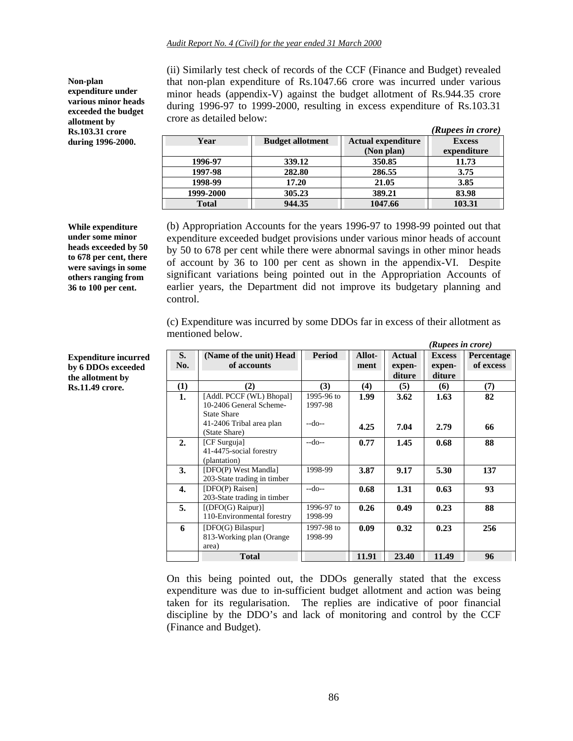**Non-plan expenditure under various minor heads exceeded the budget allotment by Rs.103.31 crore during 1996-2000.**

(ii) Similarly test check of records of the CCF (Finance and Budget) revealed that non-plan expenditure of Rs.1047.66 crore was incurred under various minor heads (appendix-V) against the budget allotment of Rs.944.35 crore during 1996-97 to 1999-2000, resulting in excess expenditure of Rs.103.31 crore as detailed below:

*(Rupees in crore)*

| Year | Budget allotment | Actual expenditure (Non plan) | Excess expenditure |
|---|---|---|---|
| 1996-97 | 339.12 | 350.85 | 11.73 |
| 1997-98 | 282.80 | 286.55 | 3.75 |
| 1998-99 | 17.20 | 21.05 | 3.85 |
| 1999-2000 | 305.23 | 389.21 | 83.98 |
| **Total** | **944.35** | **1047.66** | **103.31** |

**While expenditure under some minor heads exceeded by 50 to 678 per cent, there were savings in some others ranging from 36 to 100 per cent.**

(b) Appropriation Accounts for the years 1996-97 to 1998-99 pointed out that expenditure exceeded budget provisions under various minor heads of account by 50 to 678 per cent while there were abnormal savings in other minor heads of account by 36 to 100 per cent as shown in the appendix-VI. Despite significant variations being pointed out in the Appropriation Accounts of earlier years, the Department did not improve its budgetary planning and control.

**Expenditure incurred by 6 DDOs exceeded the allotment by Rs.11.49 crore.**

(c) Expenditure was incurred by some DDOs far in excess of their allotment as mentioned below.

*(Rupees in crore)*

| S. No. | (Name of the unit) Head of accounts | Period | Allot-ment | Actual expen-diture | Excess expen-diture | Percentage of excess |
|---|---|---|---|---|---|---|
| (1) | (2) | (3) | (4) | (5) | (6) | (7) |
| 1. | [Addl. PCCF (WL) Bhopal] 10-2406 General Scheme-State Share | 1995-96 to 1997-98 | 1.99 | 3.62 | 1.63 | 82 |
| | 41-2406 Tribal area plan (State Share) | --do-- | 4.25 | 7.04 | 2.79 | 66 |
| 2. | [CF Surguja] 41-4475-social forestry (plantation) | --do-- | 0.77 | 1.45 | 0.68 | 88 |
| 3. | [DFO(P) West Mandla] 203-State trading in timber | 1998-99 | 3.87 | 9.17 | 5.30 | 137 |
| 4. | [DFO(P) Raisen] 203-State trading in timber | --do-- | 0.68 | 1.31 | 0.63 | 93 |
| 5. | [(DFO(G) Raipur)] 110-Environmental forestry | 1996-97 to 1998-99 | 0.26 | 0.49 | 0.23 | 88 |
| 6 | [DFO(G) Bilaspur] 813-Working plan (Orange area) | 1997-98 to 1998-99 | 0.09 | 0.32 | 0.23 | 256 |
| | **Total** | | **11.91** | **23.40** | **11.49** | **96** |

On this being pointed out, the DDOs generally stated that the excess expenditure was due to in-sufficient budget allotment and action was being taken for its regularisation. The replies are indicative of poor financial discipline by the DDO's and lack of monitoring and control by the CCF (Finance and Budget).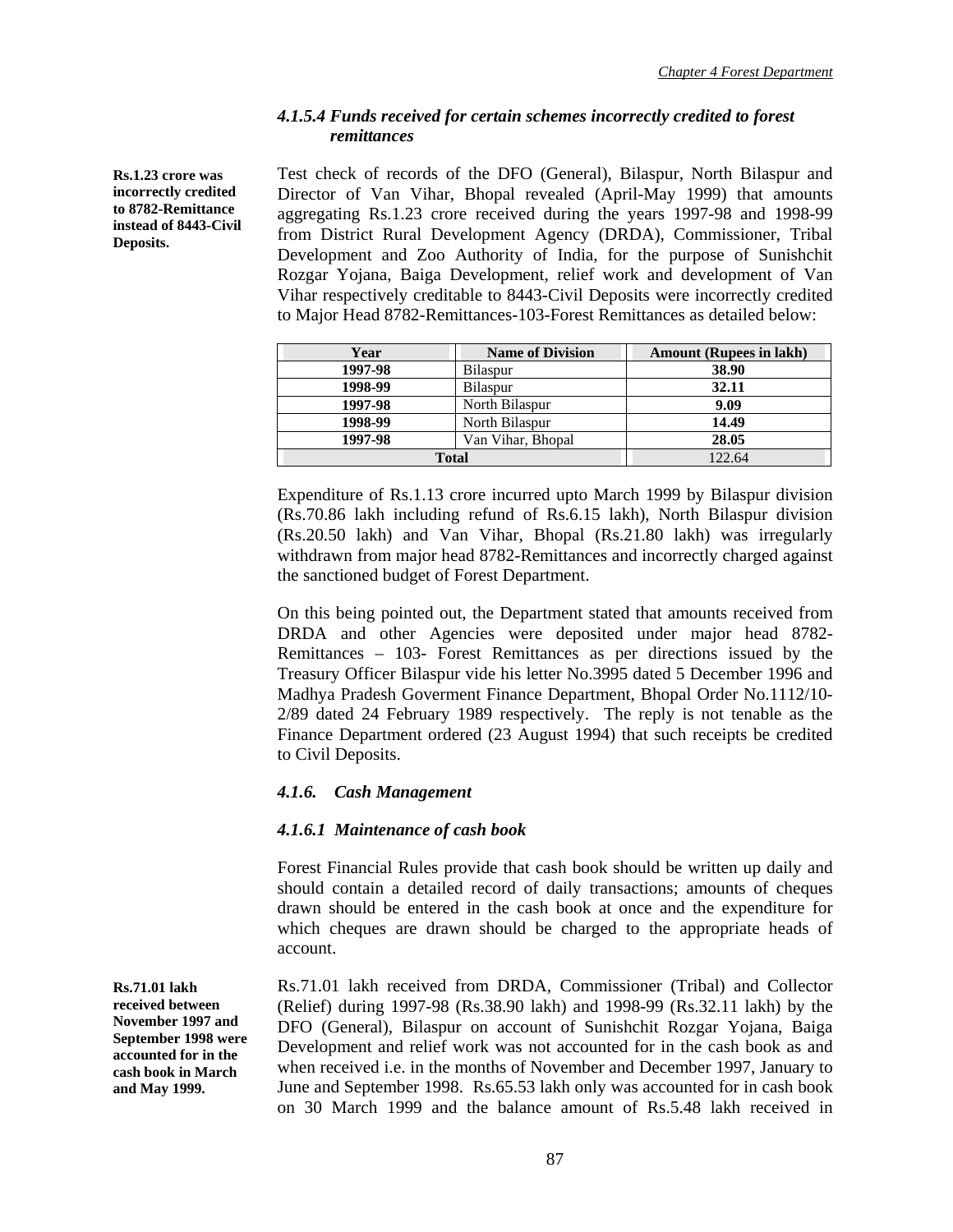#### *4.1.5.4 Funds received for certain schemes incorrectly credited to forest remittances*

**Rs.1.23 crore was incorrectly credited to 8782-Remittance instead of 8443-Civil Deposits.**

Test check of records of the DFO (General), Bilaspur, North Bilaspur and Director of Van Vihar, Bhopal revealed (April-May 1999) that amounts aggregating Rs.1.23 crore received during the years 1997-98 and 1998-99 from District Rural Development Agency (DRDA), Commissioner, Tribal Development and Zoo Authority of India, for the purpose of Sunishchit Rozgar Yojana, Baiga Development, relief work and development of Van Vihar respectively creditable to 8443-Civil Deposits were incorrectly credited to Major Head 8782-Remittances-103-Forest Remittances as detailed below:

| Year | Name of Division | Amount (Rupees in lakh) |
|---|---|---|
| **1997-98** | Bilaspur | **38.90** |
| **1998-99** | Bilaspur | **32.11** |
| **1997-98** | North Bilaspur | **9.09** |
| **1998-99** | North Bilaspur | **14.49** |
| **1997-98** | Van Vihar, Bhopal | **28.05** |
| **Total** | | 122.64 |

Expenditure of Rs.1.13 crore incurred upto March 1999 by Bilaspur division (Rs.70.86 lakh including refund of Rs.6.15 lakh), North Bilaspur division (Rs.20.50 lakh) and Van Vihar, Bhopal (Rs.21.80 lakh) was irregularly withdrawn from major head 8782-Remittances and incorrectly charged against the sanctioned budget of Forest Department.

On this being pointed out, the Department stated that amounts received from DRDA and other Agencies were deposited under major head 8782-Remittances – 103- Forest Remittances as per directions issued by the Treasury Officer Bilaspur vide his letter No.3995 dated 5 December 1996 and Madhya Pradesh Goverment Finance Department, Bhopal Order No.1112/10-2/89 dated 24 February 1989 respectively. The reply is not tenable as the Finance Department ordered (23 August 1994) that such receipts be credited to Civil Deposits.

### *4.1.6. Cash Management*

#### *4.1.6.1 Maintenance of cash book*

Forest Financial Rules provide that cash book should be written up daily and should contain a detailed record of daily transactions; amounts of cheques drawn should be entered in the cash book at once and the expenditure for which cheques are drawn should be charged to the appropriate heads of account.

**Rs.71.01 lakh received between November 1997 and September 1998 were accounted for in the cash book in March and May 1999.**

Rs.71.01 lakh received from DRDA, Commissioner (Tribal) and Collector (Relief) during 1997-98 (Rs.38.90 lakh) and 1998-99 (Rs.32.11 lakh) by the DFO (General), Bilaspur on account of Sunishchit Rozgar Yojana, Baiga Development and relief work was not accounted for in the cash book as and when received i.e. in the months of November and December 1997, January to June and September 1998. Rs.65.53 lakh only was accounted for in cash book on 30 March 1999 and the balance amount of Rs.5.48 lakh received in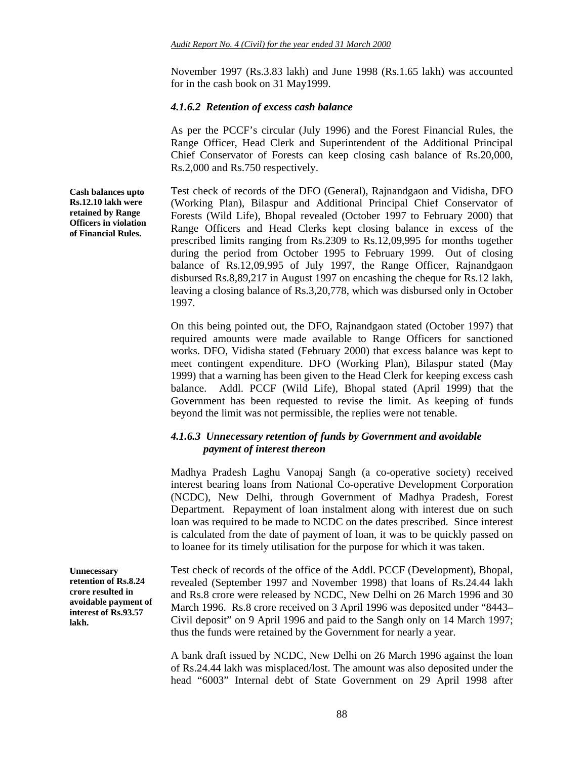November 1997 (Rs.3.83 lakh) and June 1998 (Rs.1.65 lakh) was accounted for in the cash book on 31 May1999.

#### *4.1.6.2 Retention of excess cash balance*

As per the PCCF's circular (July 1996) and the Forest Financial Rules, the Range Officer, Head Clerk and Superintendent of the Additional Principal Chief Conservator of Forests can keep closing cash balance of Rs.20,000, Rs.2,000 and Rs.750 respectively.

**Cash balances upto Rs.12.10 lakh were retained by Range Officers in violation of Financial Rules.**

Test check of records of the DFO (General), Rajnandgaon and Vidisha, DFO (Working Plan), Bilaspur and Additional Principal Chief Conservator of Forests (Wild Life), Bhopal revealed (October 1997 to February 2000) that Range Officers and Head Clerks kept closing balance in excess of the prescribed limits ranging from Rs.2309 to Rs.12,09,995 for months together during the period from October 1995 to February 1999. Out of closing balance of Rs.12,09,995 of July 1997, the Range Officer, Rajnandgaon disbursed Rs.8,89,217 in August 1997 on encashing the cheque for Rs.12 lakh, leaving a closing balance of Rs.3,20,778, which was disbursed only in October 1997.

On this being pointed out, the DFO, Rajnandgaon stated (October 1997) that required amounts were made available to Range Officers for sanctioned works. DFO, Vidisha stated (February 2000) that excess balance was kept to meet contingent expenditure. DFO (Working Plan), Bilaspur stated (May 1999) that a warning has been given to the Head Clerk for keeping excess cash balance. Addl. PCCF (Wild Life), Bhopal stated (April 1999) that the Government has been requested to revise the limit. As keeping of funds beyond the limit was not permissible, the replies were not tenable.

#### *4.1.6.3 Unnecessary retention of funds by Government and avoidable payment of interest thereon*

Madhya Pradesh Laghu Vanopaj Sangh (a co-operative society) received interest bearing loans from National Co-operative Development Corporation (NCDC), New Delhi, through Government of Madhya Pradesh, Forest Department. Repayment of loan instalment along with interest due on such loan was required to be made to NCDC on the dates prescribed. Since interest is calculated from the date of payment of loan, it was to be quickly passed on to loanee for its timely utilisation for the purpose for which it was taken.

**Unnecessary retention of Rs.8.24 crore resulted in avoidable payment of interest of Rs.93.57 lakh.**

Test check of records of the office of the Addl. PCCF (Development), Bhopal, revealed (September 1997 and November 1998) that loans of Rs.24.44 lakh and Rs.8 crore were released by NCDC, New Delhi on 26 March 1996 and 30 March 1996. Rs.8 crore received on 3 April 1996 was deposited under "8443–Civil deposit" on 9 April 1996 and paid to the Sangh only on 14 March 1997; thus the funds were retained by the Government for nearly a year.

A bank draft issued by NCDC, New Delhi on 26 March 1996 against the loan of Rs.24.44 lakh was misplaced/lost. The amount was also deposited under the head "6003" Internal debt of State Government on 29 April 1998 after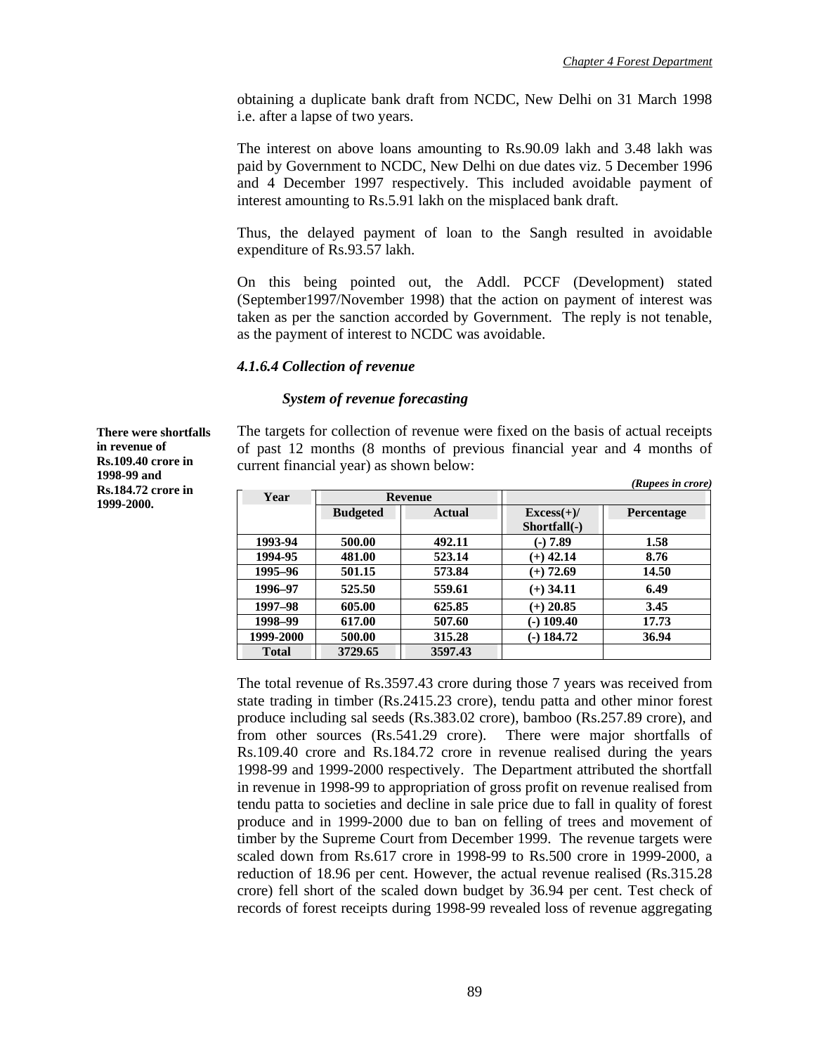obtaining a duplicate bank draft from NCDC, New Delhi on 31 March 1998 i.e. after a lapse of two years.

The interest on above loans amounting to Rs.90.09 lakh and 3.48 lakh was paid by Government to NCDC, New Delhi on due dates viz. 5 December 1996 and 4 December 1997 respectively. This included avoidable payment of interest amounting to Rs.5.91 lakh on the misplaced bank draft.

Thus, the delayed payment of loan to the Sangh resulted in avoidable expenditure of Rs.93.57 lakh.

On this being pointed out, the Addl. PCCF (Development) stated (September1997/November 1998) that the action on payment of interest was taken as per the sanction accorded by Government. The reply is not tenable, as the payment of interest to NCDC was avoidable.

#### *4.1.6.4 Collection of revenue*

***System of revenue forecasting***

**There were shortfalls in revenue of Rs.109.40 crore in 1998-99 and Rs.184.72 crore in 1999-2000.**

The targets for collection of revenue were fixed on the basis of actual receipts of past 12 months (8 months of previous financial year and 4 months of current financial year) as shown below:

*(Rupees in crore)*

| Year | Revenue | | | |
|---|---|---|---|---|
| | Budgeted | Actual | Excess(+)/ Shortfall(-) | Percentage |
| 1993-94 | 500.00 | 492.11 | (-) 7.89 | 1.58 |
| 1994-95 | 481.00 | 523.14 | (+) 42.14 | 8.76 |
| 1995–96 | 501.15 | 573.84 | (+) 72.69 | 14.50 |
| 1996–97 | 525.50 | 559.61 | (+) 34.11 | 6.49 |
| 1997–98 | 605.00 | 625.85 | (+) 20.85 | 3.45 |
| 1998–99 | 617.00 | 507.60 | (-) 109.40 | 17.73 |
| 1999-2000 | 500.00 | 315.28 | (-) 184.72 | 36.94 |
| Total | 3729.65 | 3597.43 | | |

The total revenue of Rs.3597.43 crore during those 7 years was received from state trading in timber (Rs.2415.23 crore), tendu patta and other minor forest produce including sal seeds (Rs.383.02 crore), bamboo (Rs.257.89 crore), and from other sources (Rs.541.29 crore). There were major shortfalls of Rs.109.40 crore and Rs.184.72 crore in revenue realised during the years 1998-99 and 1999-2000 respectively. The Department attributed the shortfall in revenue in 1998-99 to appropriation of gross profit on revenue realised from tendu patta to societies and decline in sale price due to fall in quality of forest produce and in 1999-2000 due to ban on felling of trees and movement of timber by the Supreme Court from December 1999. The revenue targets were scaled down from Rs.617 crore in 1998-99 to Rs.500 crore in 1999-2000, a reduction of 18.96 per cent. However, the actual revenue realised (Rs.315.28 crore) fell short of the scaled down budget by 36.94 per cent. Test check of records of forest receipts during 1998-99 revealed loss of revenue aggregating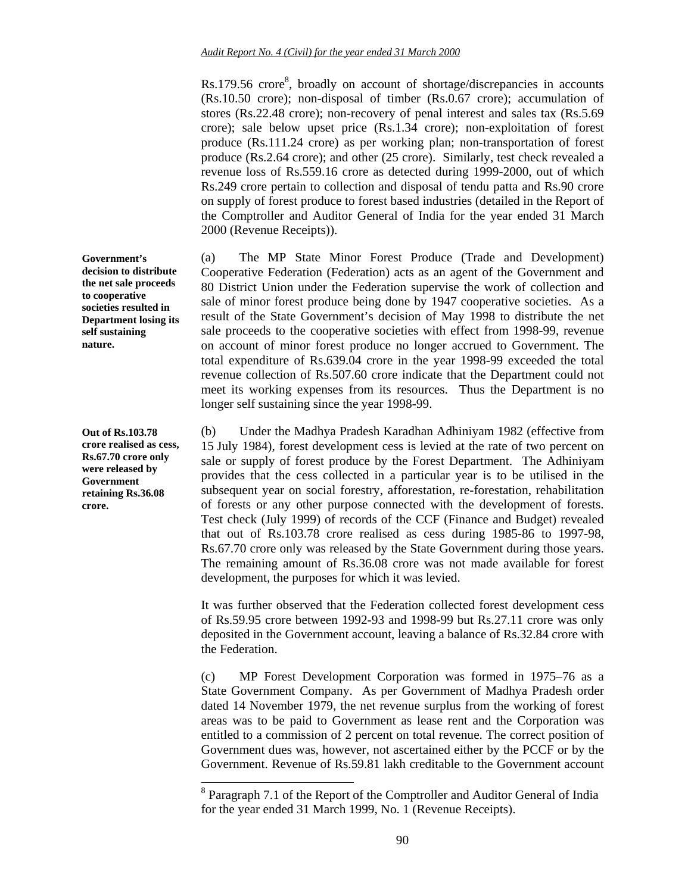Rs.179.56 crore[8], broadly on account of shortage/discrepancies in accounts (Rs.10.50 crore); non-disposal of timber (Rs.0.67 crore); accumulation of stores (Rs.22.48 crore); non-recovery of penal interest and sales tax (Rs.5.69 crore); sale below upset price (Rs.1.34 crore); non-exploitation of forest produce (Rs.111.24 crore) as per working plan; non-transportation of forest produce (Rs.2.64 crore); and other (25 crore). Similarly, test check revealed a revenue loss of Rs.559.16 crore as detected during 1999-2000, out of which Rs.249 crore pertain to collection and disposal of tendu patta and Rs.90 crore on supply of forest produce to forest based industries (detailed in the Report of the Comptroller and Auditor General of India for the year ended 31 March 2000 (Revenue Receipts)).

**Government's decision to distribute the net sale proceeds to cooperative societies resulted in Department losing its self sustaining nature.**

(a) The MP State Minor Forest Produce (Trade and Development) Cooperative Federation (Federation) acts as an agent of the Government and 80 District Union under the Federation supervise the work of collection and sale of minor forest produce being done by 1947 cooperative societies. As a result of the State Government's decision of May 1998 to distribute the net sale proceeds to the cooperative societies with effect from 1998-99, revenue on account of minor forest produce no longer accrued to Government. The total expenditure of Rs.639.04 crore in the year 1998-99 exceeded the total revenue collection of Rs.507.60 crore indicate that the Department could not meet its working expenses from its resources. Thus the Department is no longer self sustaining since the year 1998-99.

**Out of Rs.103.78 crore realised as cess, Rs.67.70 crore only were released by Government retaining Rs.36.08 crore.**

(b) Under the Madhya Pradesh Karadhan Adhiniyam 1982 (effective from 15 July 1984), forest development cess is levied at the rate of two percent on sale or supply of forest produce by the Forest Department. The Adhiniyam provides that the cess collected in a particular year is to be utilised in the subsequent year on social forestry, afforestation, re-forestation, rehabilitation of forests or any other purpose connected with the development of forests. Test check (July 1999) of records of the CCF (Finance and Budget) revealed that out of Rs.103.78 crore realised as cess during 1985-86 to 1997-98, Rs.67.70 crore only was released by the State Government during those years. The remaining amount of Rs.36.08 crore was not made available for forest development, the purposes for which it was levied.

It was further observed that the Federation collected forest development cess of Rs.59.95 crore between 1992-93 and 1998-99 but Rs.27.11 crore was only deposited in the Government account, leaving a balance of Rs.32.84 crore with the Federation.

(c) MP Forest Development Corporation was formed in 1975–76 as a State Government Company. As per Government of Madhya Pradesh order dated 14 November 1979, the net revenue surplus from the working of forest areas was to be paid to Government as lease rent and the Corporation was entitled to a commission of 2 percent on total revenue. The correct position of Government dues was, however, not ascertained either by the PCCF or by the Government. Revenue of Rs.59.81 lakh creditable to the Government account

[8] Paragraph 7.1 of the Report of the Comptroller and Auditor General of India for the year ended 31 March 1999, No. 1 (Revenue Receipts).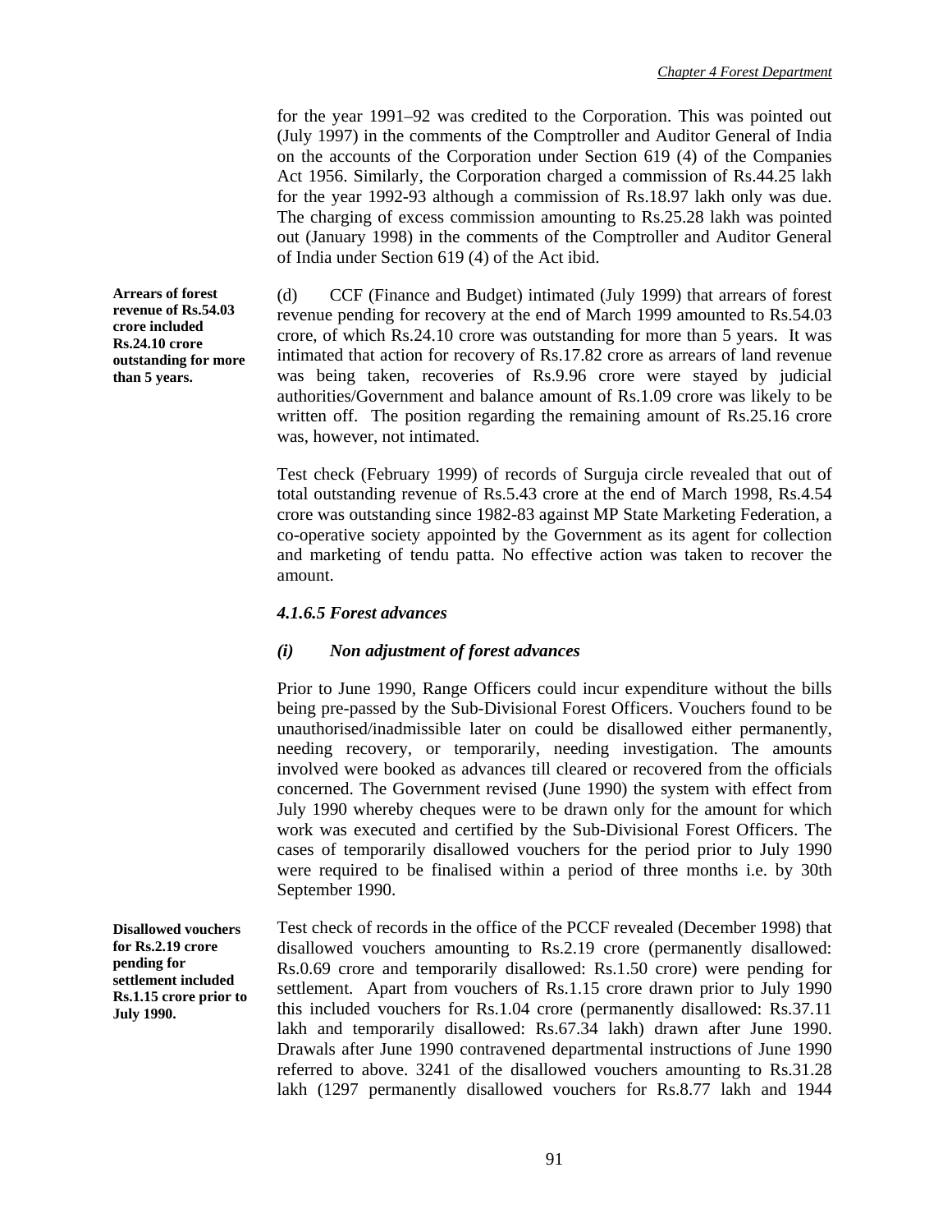for the year 1991–92 was credited to the Corporation. This was pointed out (July 1997) in the comments of the Comptroller and Auditor General of India on the accounts of the Corporation under Section 619 (4) of the Companies Act 1956. Similarly, the Corporation charged a commission of Rs.44.25 lakh for the year 1992-93 although a commission of Rs.18.97 lakh only was due. The charging of excess commission amounting to Rs.25.28 lakh was pointed out (January 1998) in the comments of the Comptroller and Auditor General of India under Section 619 (4) of the Act ibid.

**Arrears of forest revenue of Rs.54.03 crore included Rs.24.10 crore outstanding for more than 5 years.**

(d) CCF (Finance and Budget) intimated (July 1999) that arrears of forest revenue pending for recovery at the end of March 1999 amounted to Rs.54.03 crore, of which Rs.24.10 crore was outstanding for more than 5 years. It was intimated that action for recovery of Rs.17.82 crore as arrears of land revenue was being taken, recoveries of Rs.9.96 crore were stayed by judicial authorities/Government and balance amount of Rs.1.09 crore was likely to be written off. The position regarding the remaining amount of Rs.25.16 crore was, however, not intimated.

Test check (February 1999) of records of Surguja circle revealed that out of total outstanding revenue of Rs.5.43 crore at the end of March 1998, Rs.4.54 crore was outstanding since 1982-83 against MP State Marketing Federation, a co-operative society appointed by the Government as its agent for collection and marketing of tendu patta. No effective action was taken to recover the amount.

### *4.1.6.5 Forest advances*

#### *(i) Non adjustment of forest advances*

Prior to June 1990, Range Officers could incur expenditure without the bills being pre-passed by the Sub-Divisional Forest Officers. Vouchers found to be unauthorised/inadmissible later on could be disallowed either permanently, needing recovery, or temporarily, needing investigation. The amounts involved were booked as advances till cleared or recovered from the officials concerned. The Government revised (June 1990) the system with effect from July 1990 whereby cheques were to be drawn only for the amount for which work was executed and certified by the Sub-Divisional Forest Officers. The cases of temporarily disallowed vouchers for the period prior to July 1990 were required to be finalised within a period of three months i.e. by 30th September 1990.

**Disallowed vouchers for Rs.2.19 crore pending for settlement included Rs.1.15 crore prior to July 1990.**

Test check of records in the office of the PCCF revealed (December 1998) that disallowed vouchers amounting to Rs.2.19 crore (permanently disallowed: Rs.0.69 crore and temporarily disallowed: Rs.1.50 crore) were pending for settlement. Apart from vouchers of Rs.1.15 crore drawn prior to July 1990 this included vouchers for Rs.1.04 crore (permanently disallowed: Rs.37.11 lakh and temporarily disallowed: Rs.67.34 lakh) drawn after June 1990. Drawals after June 1990 contravened departmental instructions of June 1990 referred to above. 3241 of the disallowed vouchers amounting to Rs.31.28 lakh (1297 permanently disallowed vouchers for Rs.8.77 lakh and 1944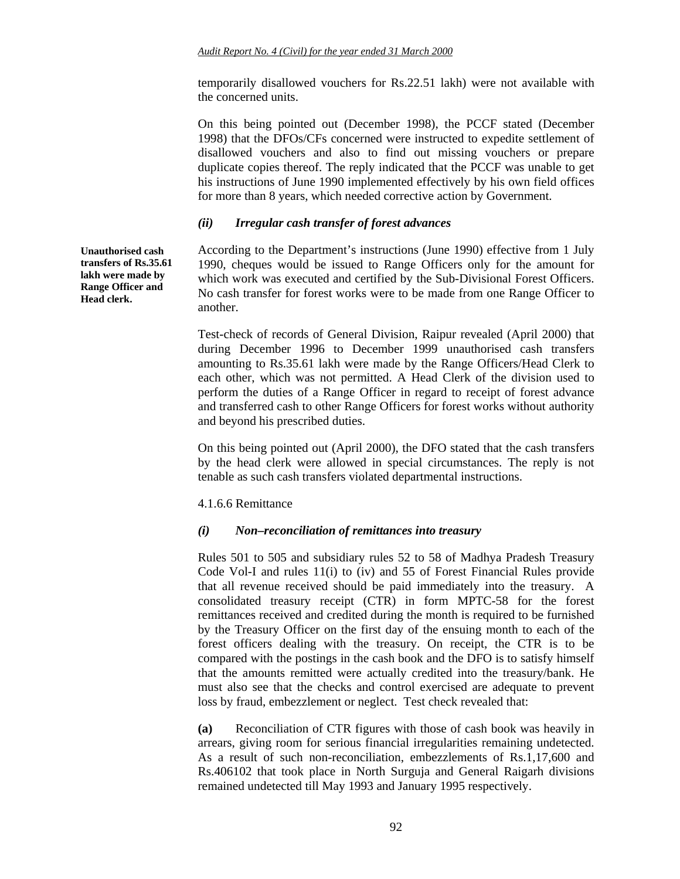temporarily disallowed vouchers for Rs.22.51 lakh) were not available with the concerned units.

On this being pointed out (December 1998), the PCCF stated (December 1998) that the DFOs/CFs concerned were instructed to expedite settlement of disallowed vouchers and also to find out missing vouchers or prepare duplicate copies thereof. The reply indicated that the PCCF was unable to get his instructions of June 1990 implemented effectively by his own field offices for more than 8 years, which needed corrective action by Government.

### *(ii) Irregular cash transfer of forest advances*

**Unauthorised cash transfers of Rs.35.61 lakh were made by Range Officer and Head clerk.**

According to the Department's instructions (June 1990) effective from 1 July 1990, cheques would be issued to Range Officers only for the amount for which work was executed and certified by the Sub-Divisional Forest Officers. No cash transfer for forest works were to be made from one Range Officer to another.

Test-check of records of General Division, Raipur revealed (April 2000) that during December 1996 to December 1999 unauthorised cash transfers amounting to Rs.35.61 lakh were made by the Range Officers/Head Clerk to each other, which was not permitted. A Head Clerk of the division used to perform the duties of a Range Officer in regard to receipt of forest advance and transferred cash to other Range Officers for forest works without authority and beyond his prescribed duties.

On this being pointed out (April 2000), the DFO stated that the cash transfers by the head clerk were allowed in special circumstances. The reply is not tenable as such cash transfers violated departmental instructions.

4.1.6.6 Remittance

### *(i) Non–reconciliation of remittances into treasury*

Rules 501 to 505 and subsidiary rules 52 to 58 of Madhya Pradesh Treasury Code Vol-I and rules 11(i) to (iv) and 55 of Forest Financial Rules provide that all revenue received should be paid immediately into the treasury. A consolidated treasury receipt (CTR) in form MPTC-58 for the forest remittances received and credited during the month is required to be furnished by the Treasury Officer on the first day of the ensuing month to each of the forest officers dealing with the treasury. On receipt, the CTR is to be compared with the postings in the cash book and the DFO is to satisfy himself that the amounts remitted were actually credited into the treasury/bank. He must also see that the checks and control exercised are adequate to prevent loss by fraud, embezzlement or neglect. Test check revealed that:

**(a)** Reconciliation of CTR figures with those of cash book was heavily in arrears, giving room for serious financial irregularities remaining undetected. As a result of such non-reconciliation, embezzlements of Rs.1,17,600 and Rs.406102 that took place in North Surguja and General Raigarh divisions remained undetected till May 1993 and January 1995 respectively.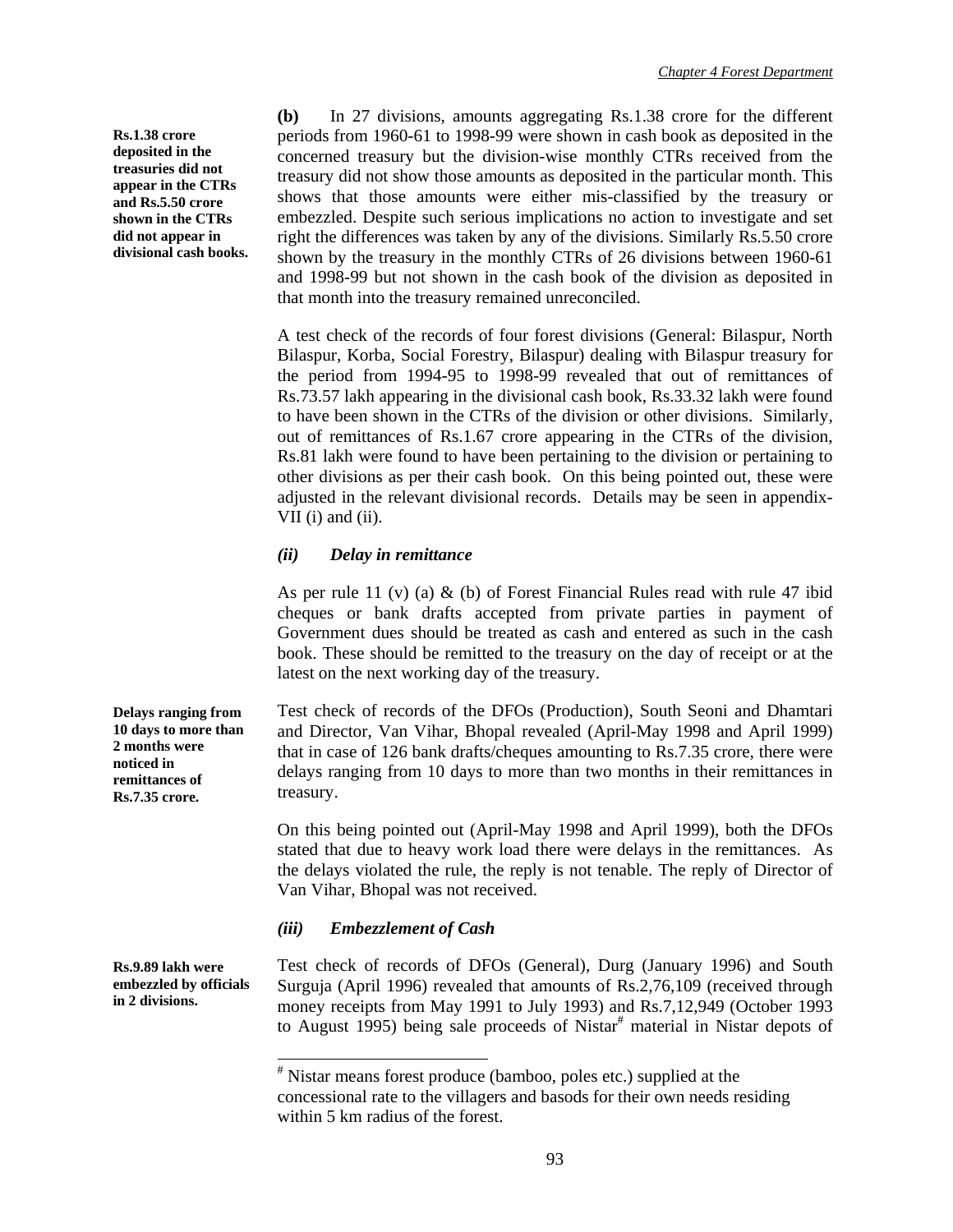**Rs.1.38 crore deposited in the treasuries did not appear in the CTRs and Rs.5.50 crore shown in the CTRs did not appear in divisional cash books.**

**(b)** In 27 divisions, amounts aggregating Rs.1.38 crore for the different periods from 1960-61 to 1998-99 were shown in cash book as deposited in the concerned treasury but the division-wise monthly CTRs received from the treasury did not show those amounts as deposited in the particular month. This shows that those amounts were either mis-classified by the treasury or embezzled. Despite such serious implications no action to investigate and set right the differences was taken by any of the divisions. Similarly Rs.5.50 crore shown by the treasury in the monthly CTRs of 26 divisions between 1960-61 and 1998-99 but not shown in the cash book of the division as deposited in that month into the treasury remained unreconciled.

A test check of the records of four forest divisions (General: Bilaspur, North Bilaspur, Korba, Social Forestry, Bilaspur) dealing with Bilaspur treasury for the period from 1994-95 to 1998-99 revealed that out of remittances of Rs.73.57 lakh appearing in the divisional cash book, Rs.33.32 lakh were found to have been shown in the CTRs of the division or other divisions. Similarly, out of remittances of Rs.1.67 crore appearing in the CTRs of the division, Rs.81 lakh were found to have been pertaining to the division or pertaining to other divisions as per their cash book. On this being pointed out, these were adjusted in the relevant divisional records. Details may be seen in appendix-VII (i) and (ii).

### *(ii) Delay in remittance*

As per rule 11 (v) (a) & (b) of Forest Financial Rules read with rule 47 ibid cheques or bank drafts accepted from private parties in payment of Government dues should be treated as cash and entered as such in the cash book. These should be remitted to the treasury on the day of receipt or at the latest on the next working day of the treasury.

**Delays ranging from 10 days to more than 2 months were noticed in remittances of Rs.7.35 crore.**

Test check of records of the DFOs (Production), South Seoni and Dhamtari and Director, Van Vihar, Bhopal revealed (April-May 1998 and April 1999) that in case of 126 bank drafts/cheques amounting to Rs.7.35 crore, there were delays ranging from 10 days to more than two months in their remittances in treasury.

On this being pointed out (April-May 1998 and April 1999), both the DFOs stated that due to heavy work load there were delays in the remittances. As the delays violated the rule, the reply is not tenable. The reply of Director of Van Vihar, Bhopal was not received.

### *(iii) Embezzlement of Cash*

**Rs.9.89 lakh were embezzled by officials in 2 divisions.**

Test check of records of DFOs (General), Durg (January 1996) and South Surguja (April 1996) revealed that amounts of Rs.2,76,109 (received through money receipts from May 1991 to July 1993) and Rs.7,12,949 (October 1993 to August 1995) being sale proceeds of Nistar[#] material in Nistar depots of

[#] Nistar means forest produce (bamboo, poles etc.) supplied at the concessional rate to the villagers and basods for their own needs residing within 5 km radius of the forest.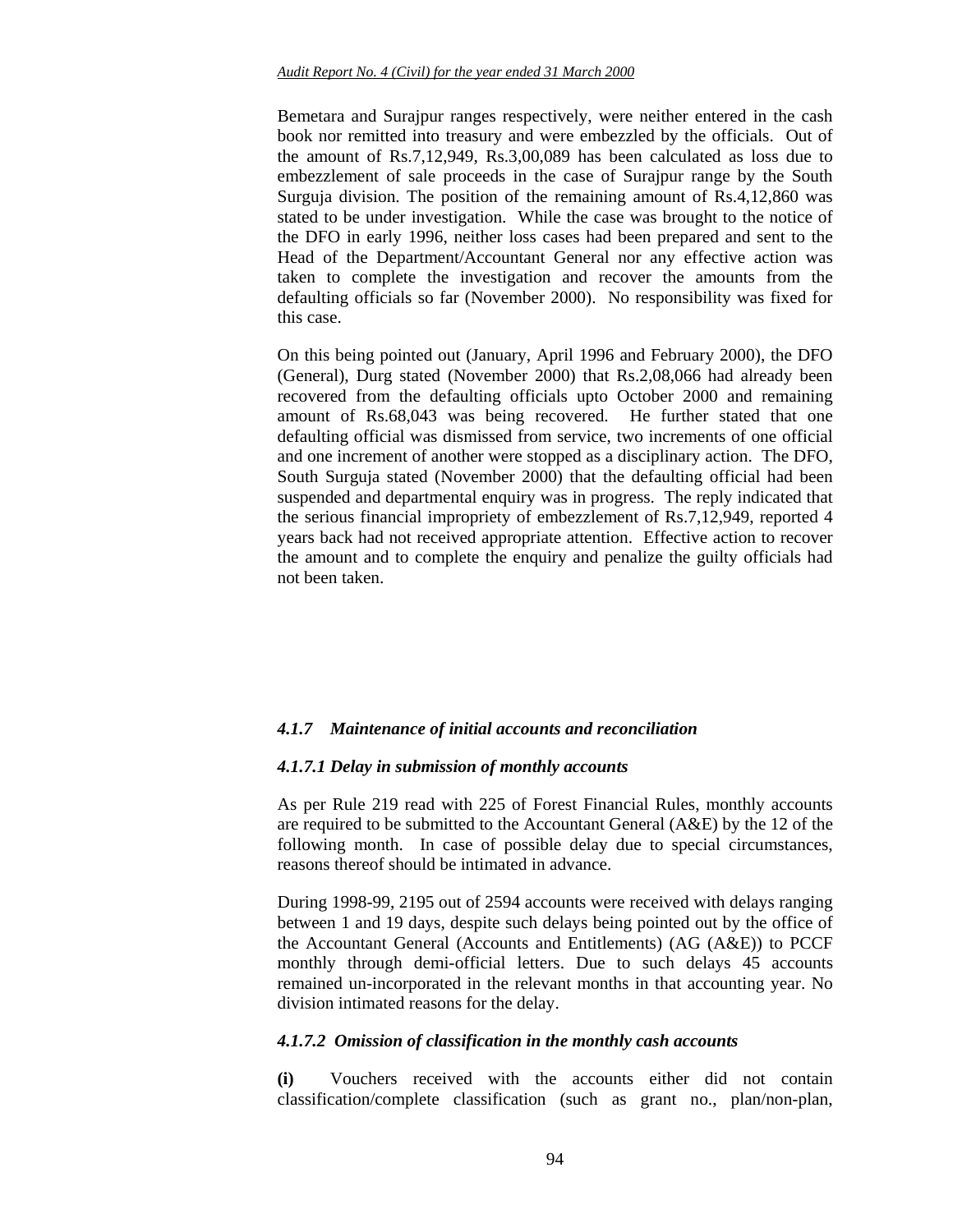Bemetara and Surajpur ranges respectively, were neither entered in the cash book nor remitted into treasury and were embezzled by the officials. Out of the amount of Rs.7,12,949, Rs.3,00,089 has been calculated as loss due to embezzlement of sale proceeds in the case of Surajpur range by the South Surguja division. The position of the remaining amount of Rs.4,12,860 was stated to be under investigation. While the case was brought to the notice of the DFO in early 1996, neither loss cases had been prepared and sent to the Head of the Department/Accountant General nor any effective action was taken to complete the investigation and recover the amounts from the defaulting officials so far (November 2000). No responsibility was fixed for this case.

On this being pointed out (January, April 1996 and February 2000), the DFO (General), Durg stated (November 2000) that Rs.2,08,066 had already been recovered from the defaulting officials upto October 2000 and remaining amount of Rs.68,043 was being recovered. He further stated that one defaulting official was dismissed from service, two increments of one official and one increment of another were stopped as a disciplinary action. The DFO, South Surguja stated (November 2000) that the defaulting official had been suspended and departmental enquiry was in progress. The reply indicated that the serious financial impropriety of embezzlement of Rs.7,12,949, reported 4 years back had not received appropriate attention. Effective action to recover the amount and to complete the enquiry and penalize the guilty officials had not been taken.

### *4.1.7 Maintenance of initial accounts and reconciliation*

#### *4.1.7.1 Delay in submission of monthly accounts*

As per Rule 219 read with 225 of Forest Financial Rules, monthly accounts are required to be submitted to the Accountant General (A&E) by the 12 of the following month. In case of possible delay due to special circumstances, reasons thereof should be intimated in advance.

During 1998-99, 2195 out of 2594 accounts were received with delays ranging between 1 and 19 days, despite such delays being pointed out by the office of the Accountant General (Accounts and Entitlements) (AG (A&E)) to PCCF monthly through demi-official letters. Due to such delays 45 accounts remained un-incorporated in the relevant months in that accounting year. No division intimated reasons for the delay.

#### *4.1.7.2 Omission of classification in the monthly cash accounts*

**(i)** Vouchers received with the accounts either did not contain classification/complete classification (such as grant no., plan/non-plan,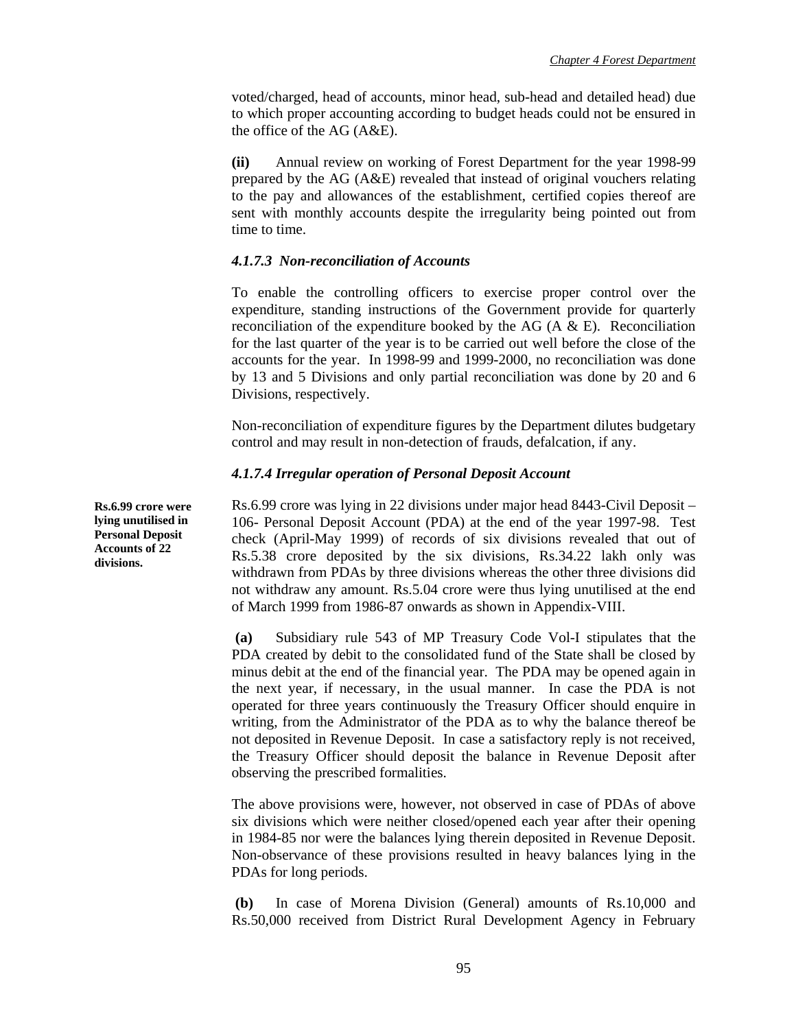voted/charged, head of accounts, minor head, sub-head and detailed head) due to which proper accounting according to budget heads could not be ensured in the office of the AG (A&E).

**(ii)** Annual review on working of Forest Department for the year 1998-99 prepared by the AG (A&E) revealed that instead of original vouchers relating to the pay and allowances of the establishment, certified copies thereof are sent with monthly accounts despite the irregularity being pointed out from time to time.

#### *4.1.7.3 Non-reconciliation of Accounts*

To enable the controlling officers to exercise proper control over the expenditure, standing instructions of the Government provide for quarterly reconciliation of the expenditure booked by the AG (A & E). Reconciliation for the last quarter of the year is to be carried out well before the close of the accounts for the year. In 1998-99 and 1999-2000, no reconciliation was done by 13 and 5 Divisions and only partial reconciliation was done by 20 and 6 Divisions, respectively.

Non-reconciliation of expenditure figures by the Department dilutes budgetary control and may result in non-detection of frauds, defalcation, if any.

#### *4.1.7.4 Irregular operation of Personal Deposit Account*

**Rs.6.99 crore were lying unutilised in Personal Deposit Accounts of 22 divisions.**

Rs.6.99 crore was lying in 22 divisions under major head 8443-Civil Deposit – 106- Personal Deposit Account (PDA) at the end of the year 1997-98. Test check (April-May 1999) of records of six divisions revealed that out of Rs.5.38 crore deposited by the six divisions, Rs.34.22 lakh only was withdrawn from PDAs by three divisions whereas the other three divisions did not withdraw any amount. Rs.5.04 crore were thus lying unutilised at the end of March 1999 from 1986-87 onwards as shown in Appendix-VIII.

**(a)** Subsidiary rule 543 of MP Treasury Code Vol-I stipulates that the PDA created by debit to the consolidated fund of the State shall be closed by minus debit at the end of the financial year. The PDA may be opened again in the next year, if necessary, in the usual manner. In case the PDA is not operated for three years continuously the Treasury Officer should enquire in writing, from the Administrator of the PDA as to why the balance thereof be not deposited in Revenue Deposit. In case a satisfactory reply is not received, the Treasury Officer should deposit the balance in Revenue Deposit after observing the prescribed formalities.

The above provisions were, however, not observed in case of PDAs of above six divisions which were neither closed/opened each year after their opening in 1984-85 nor were the balances lying therein deposited in Revenue Deposit. Non-observance of these provisions resulted in heavy balances lying in the PDAs for long periods.

**(b)** In case of Morena Division (General) amounts of Rs.10,000 and Rs.50,000 received from District Rural Development Agency in February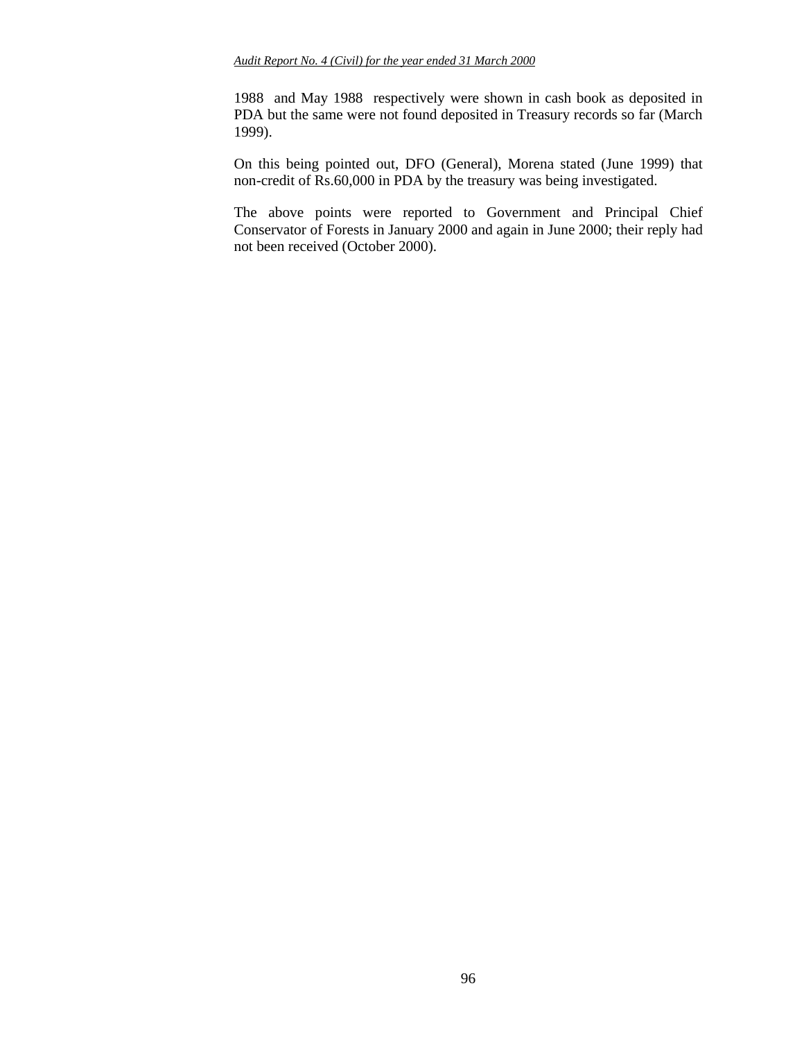1988 and May 1988 respectively were shown in cash book as deposited in PDA but the same were not found deposited in Treasury records so far (March 1999).

On this being pointed out, DFO (General), Morena stated (June 1999) that non-credit of Rs.60,000 in PDA by the treasury was being investigated.

The above points were reported to Government and Principal Chief Conservator of Forests in January 2000 and again in June 2000; their reply had not been received (October 2000).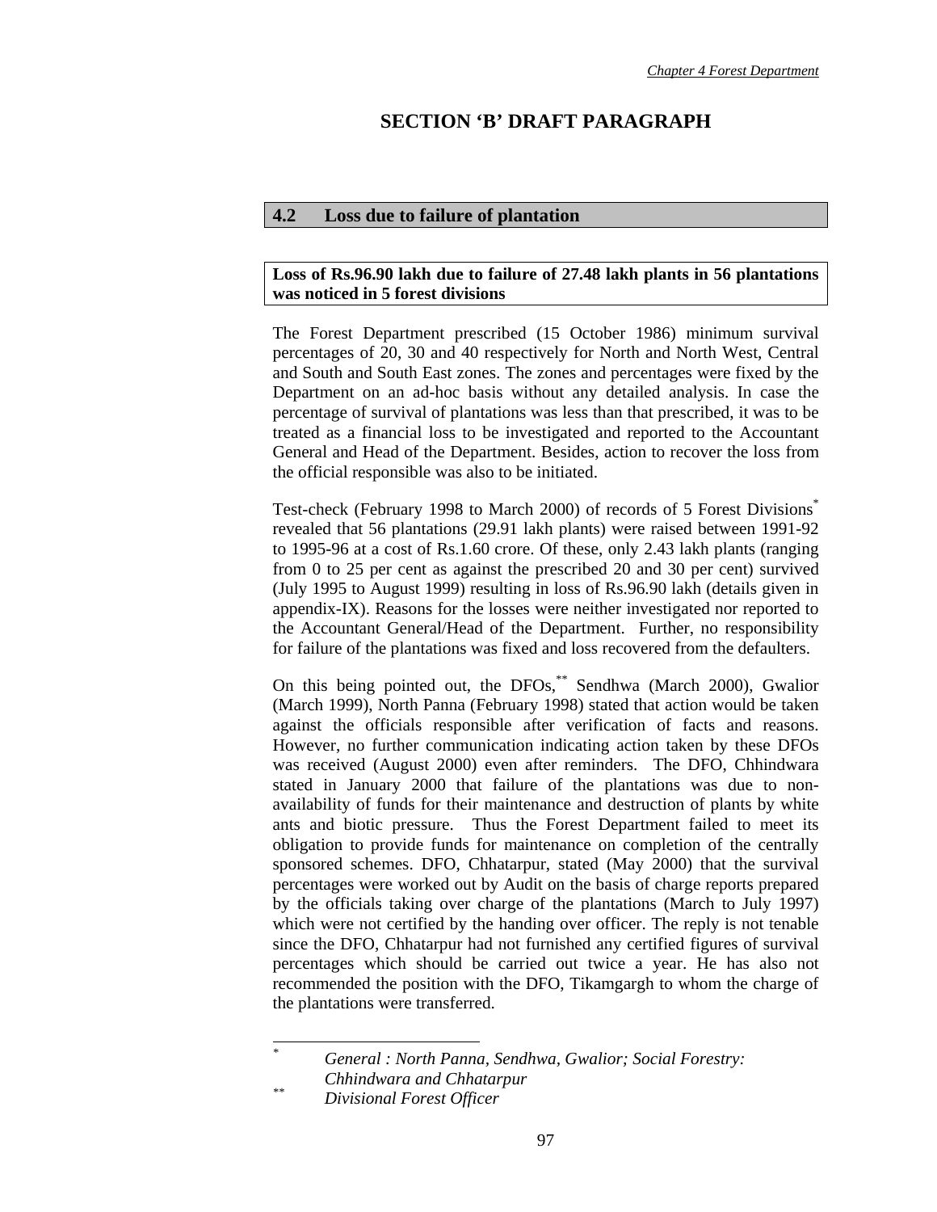# SECTION 'B' DRAFT PARAGRAPH

## 4.2 Loss due to failure of plantation

**Loss of Rs.96.90 lakh due to failure of 27.48 lakh plants in 56 plantations was noticed in 5 forest divisions**

The Forest Department prescribed (15 October 1986) minimum survival percentages of 20, 30 and 40 respectively for North and North West, Central and South and South East zones. The zones and percentages were fixed by the Department on an ad-hoc basis without any detailed analysis. In case the percentage of survival of plantations was less than that prescribed, it was to be treated as a financial loss to be investigated and reported to the Accountant General and Head of the Department. Besides, action to recover the loss from the official responsible was also to be initiated.

Test-check (February 1998 to March 2000) of records of 5 Forest Divisions* revealed that 56 plantations (29.91 lakh plants) were raised between 1991-92 to 1995-96 at a cost of Rs.1.60 crore. Of these, only 2.43 lakh plants (ranging from 0 to 25 per cent as against the prescribed 20 and 30 per cent) survived (July 1995 to August 1999) resulting in loss of Rs.96.90 lakh (details given in appendix-IX). Reasons for the losses were neither investigated nor reported to the Accountant General/Head of the Department. Further, no responsibility for failure of the plantations was fixed and loss recovered from the defaulters.

On this being pointed out, the DFOs,** Sendhwa (March 2000), Gwalior (March 1999), North Panna (February 1998) stated that action would be taken against the officials responsible after verification of facts and reasons. However, no further communication indicating action taken by these DFOs was received (August 2000) even after reminders. The DFO, Chhindwara stated in January 2000 that failure of the plantations was due to non-availability of funds for their maintenance and destruction of plants by white ants and biotic pressure. Thus the Forest Department failed to meet its obligation to provide funds for maintenance on completion of the centrally sponsored schemes. DFO, Chhatarpur, stated (May 2000) that the survival percentages were worked out by Audit on the basis of charge reports prepared by the officials taking over charge of the plantations (March to July 1997) which were not certified by the handing over officer. The reply is not tenable since the DFO, Chhatarpur had not furnished any certified figures of survival percentages which should be carried out twice a year. He has also not recommended the position with the DFO, Tikamgargh to whom the charge of the plantations were transferred.

---

\* *General : North Panna, Sendhwa, Gwalior; Social Forestry: Chhindwara and Chhatarpur*

\*\* *Divisional Forest Officer*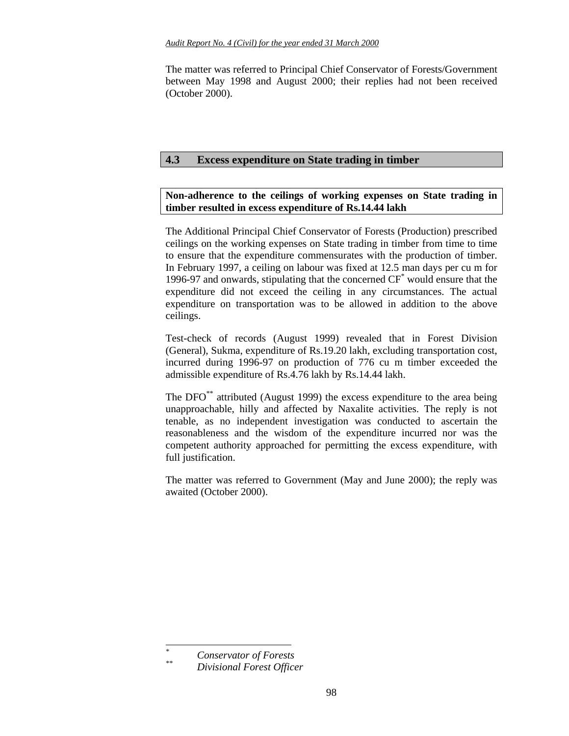The matter was referred to Principal Chief Conservator of Forests/Government between May 1998 and August 2000; their replies had not been received (October 2000).

## 4.3 Excess expenditure on State trading in timber

**Non-adherence to the ceilings of working expenses on State trading in timber resulted in excess expenditure of Rs.14.44 lakh**

The Additional Principal Chief Conservator of Forests (Production) prescribed ceilings on the working expenses on State trading in timber from time to time to ensure that the expenditure commensurates with the production of timber. In February 1997, a ceiling on labour was fixed at 12.5 man days per cu m for 1996-97 and onwards, stipulating that the concerned CF* would ensure that the expenditure did not exceed the ceiling in any circumstances. The actual expenditure on transportation was to be allowed in addition to the above ceilings.

Test-check of records (August 1999) revealed that in Forest Division (General), Sukma, expenditure of Rs.19.20 lakh, excluding transportation cost, incurred during 1996-97 on production of 776 cu m timber exceeded the admissible expenditure of Rs.4.76 lakh by Rs.14.44 lakh.

The DFO** attributed (August 1999) the excess expenditure to the area being unapproachable, hilly and affected by Naxalite activities. The reply is not tenable, as no independent investigation was conducted to ascertain the reasonableness and the wisdom of the expenditure incurred nor was the competent authority approached for permitting the excess expenditure, with full justification.

The matter was referred to Government (May and June 2000); the reply was awaited (October 2000).

---

\* *Conservator of Forests*

\*\* *Divisional Forest Officer*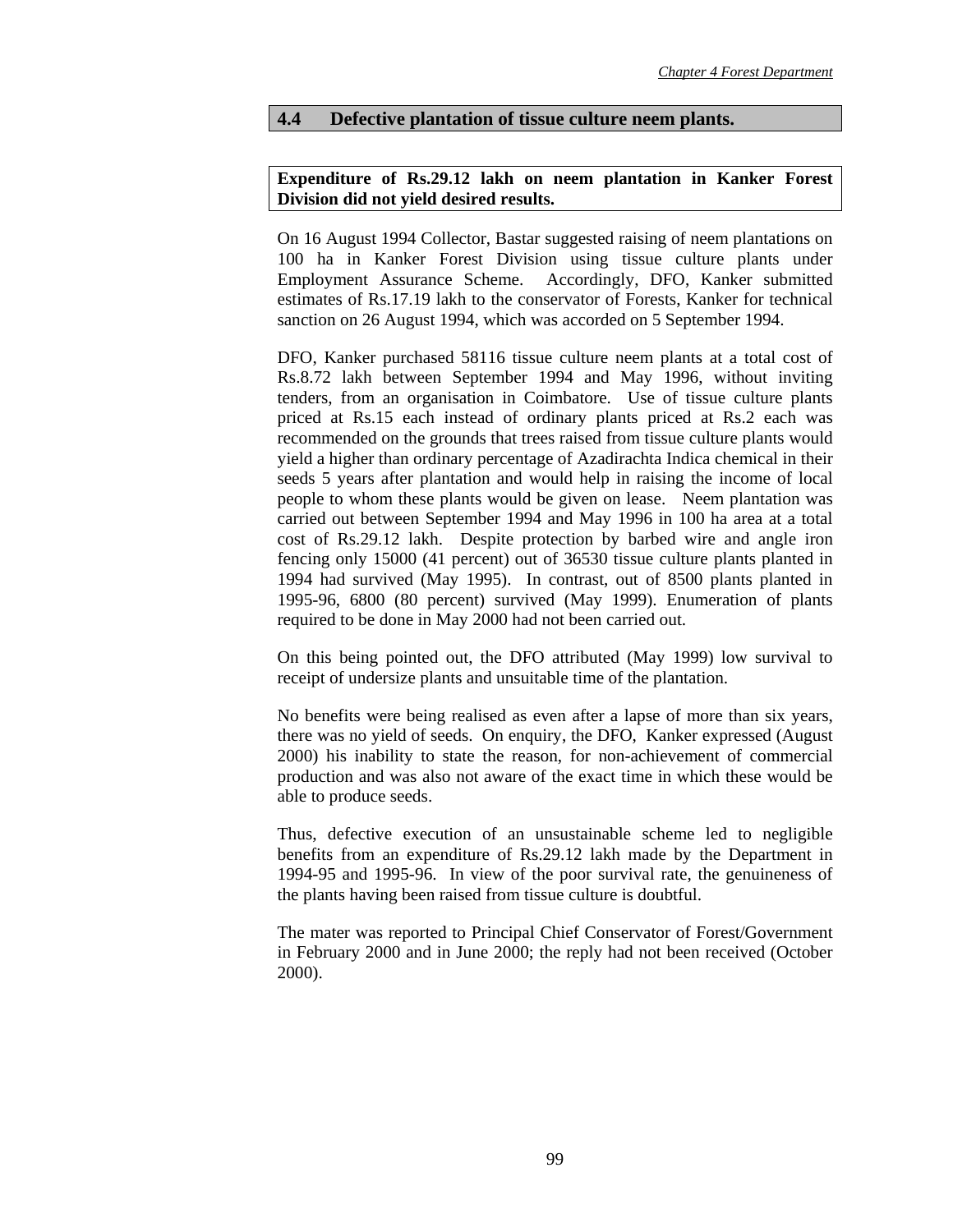## 4.4 Defective plantation of tissue culture neem plants.

**Expenditure of Rs.29.12 lakh on neem plantation in Kanker Forest Division did not yield desired results.**

On 16 August 1994 Collector, Bastar suggested raising of neem plantations on 100 ha in Kanker Forest Division using tissue culture plants under Employment Assurance Scheme. Accordingly, DFO, Kanker submitted estimates of Rs.17.19 lakh to the conservator of Forests, Kanker for technical sanction on 26 August 1994, which was accorded on 5 September 1994.

DFO, Kanker purchased 58116 tissue culture neem plants at a total cost of Rs.8.72 lakh between September 1994 and May 1996, without inviting tenders, from an organisation in Coimbatore. Use of tissue culture plants priced at Rs.15 each instead of ordinary plants priced at Rs.2 each was recommended on the grounds that trees raised from tissue culture plants would yield a higher than ordinary percentage of Azadirachta Indica chemical in their seeds 5 years after plantation and would help in raising the income of local people to whom these plants would be given on lease. Neem plantation was carried out between September 1994 and May 1996 in 100 ha area at a total cost of Rs.29.12 lakh. Despite protection by barbed wire and angle iron fencing only 15000 (41 percent) out of 36530 tissue culture plants planted in 1994 had survived (May 1995). In contrast, out of 8500 plants planted in 1995-96, 6800 (80 percent) survived (May 1999). Enumeration of plants required to be done in May 2000 had not been carried out.

On this being pointed out, the DFO attributed (May 1999) low survival to receipt of undersize plants and unsuitable time of the plantation.

No benefits were being realised as even after a lapse of more than six years, there was no yield of seeds. On enquiry, the DFO, Kanker expressed (August 2000) his inability to state the reason, for non-achievement of commercial production and was also not aware of the exact time in which these would be able to produce seeds.

Thus, defective execution of an unsustainable scheme led to negligible benefits from an expenditure of Rs.29.12 lakh made by the Department in 1994-95 and 1995-96. In view of the poor survival rate, the genuineness of the plants having been raised from tissue culture is doubtful.

The mater was reported to Principal Chief Conservator of Forest/Government in February 2000 and in June 2000; the reply had not been received (October 2000).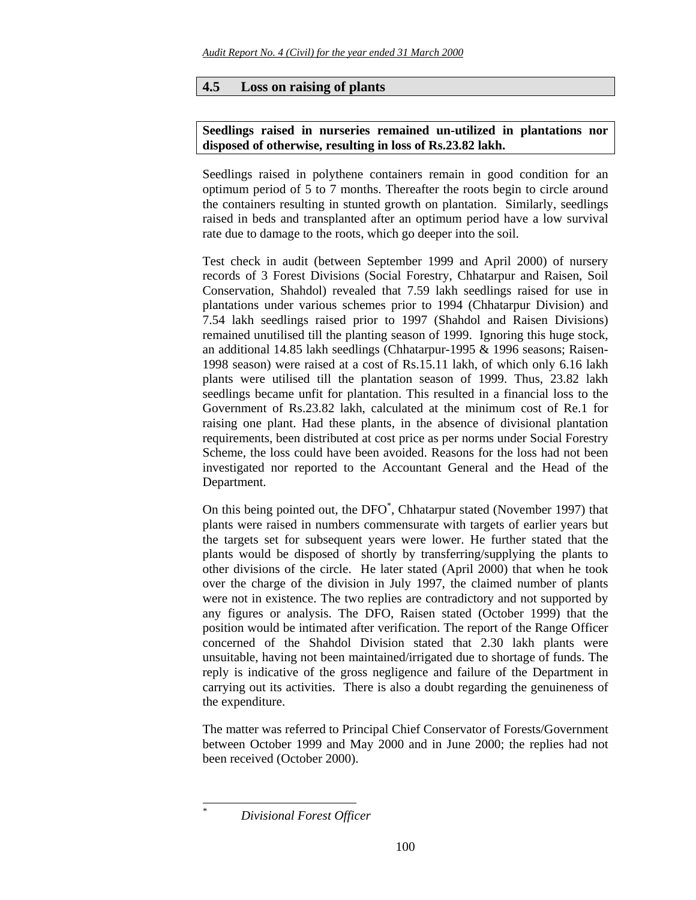## 4.5 Loss on raising of plants

**Seedlings raised in nurseries remained un-utilized in plantations nor disposed of otherwise, resulting in loss of Rs.23.82 lakh.**

Seedlings raised in polythene containers remain in good condition for an optimum period of 5 to 7 months. Thereafter the roots begin to circle around the containers resulting in stunted growth on plantation. Similarly, seedlings raised in beds and transplanted after an optimum period have a low survival rate due to damage to the roots, which go deeper into the soil.

Test check in audit (between September 1999 and April 2000) of nursery records of 3 Forest Divisions (Social Forestry, Chhatarpur and Raisen, Soil Conservation, Shahdol) revealed that 7.59 lakh seedlings raised for use in plantations under various schemes prior to 1994 (Chhatarpur Division) and 7.54 lakh seedlings raised prior to 1997 (Shahdol and Raisen Divisions) remained unutilised till the planting season of 1999. Ignoring this huge stock, an additional 14.85 lakh seedlings (Chhatarpur-1995 & 1996 seasons; Raisen-1998 season) were raised at a cost of Rs.15.11 lakh, of which only 6.16 lakh plants were utilised till the plantation season of 1999. Thus, 23.82 lakh seedlings became unfit for plantation. This resulted in a financial loss to the Government of Rs.23.82 lakh, calculated at the minimum cost of Re.1 for raising one plant. Had these plants, in the absence of divisional plantation requirements, been distributed at cost price as per norms under Social Forestry Scheme, the loss could have been avoided. Reasons for the loss had not been investigated nor reported to the Accountant General and the Head of the Department.

On this being pointed out, the DFO*, Chhatarpur stated (November 1997) that plants were raised in numbers commensurate with targets of earlier years but the targets set for subsequent years were lower. He further stated that the plants would be disposed of shortly by transferring/supplying the plants to other divisions of the circle. He later stated (April 2000) that when he took over the charge of the division in July 1997, the claimed number of plants were not in existence. The two replies are contradictory and not supported by any figures or analysis. The DFO, Raisen stated (October 1999) that the position would be intimated after verification. The report of the Range Officer concerned of the Shahdol Division stated that 2.30 lakh plants were unsuitable, having not been maintained/irrigated due to shortage of funds. The reply is indicative of the gross negligence and failure of the Department in carrying out its activities. There is also a doubt regarding the genuineness of the expenditure.

The matter was referred to Principal Chief Conservator of Forests/Government between October 1999 and May 2000 and in June 2000; the replies had not been received (October 2000).

---

\* *Divisional Forest Officer*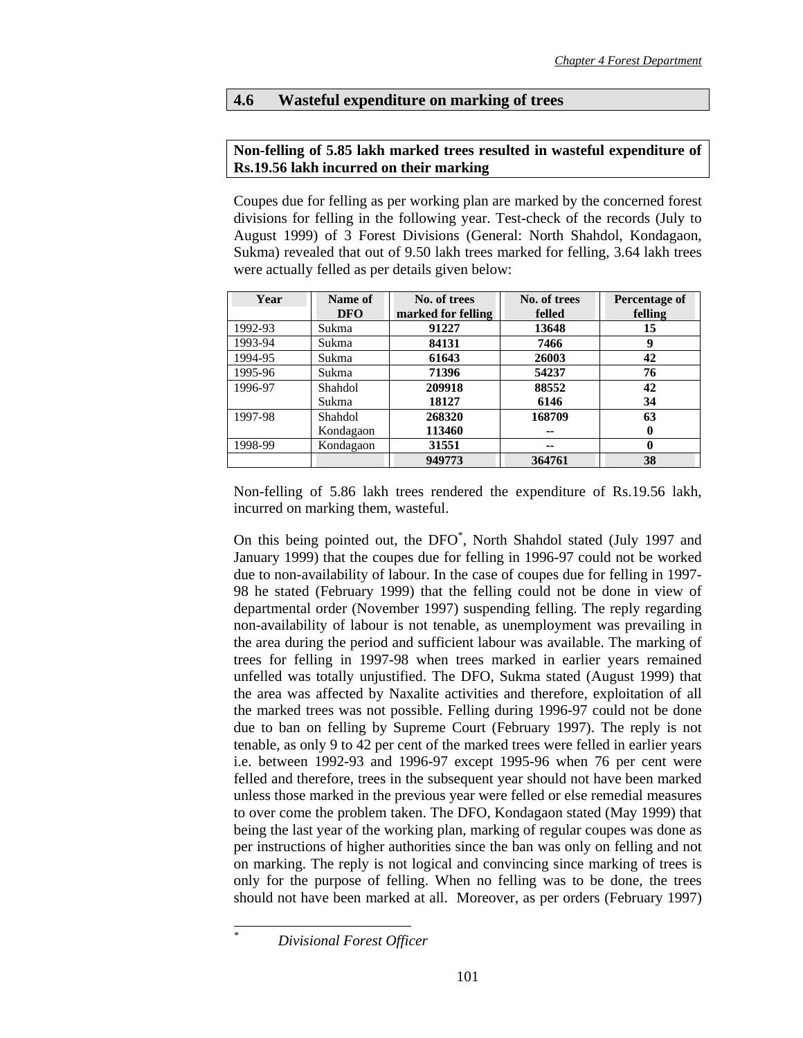## 4.6 Wasteful expenditure on marking of trees

**Non-felling of 5.85 lakh marked trees resulted in wasteful expenditure of Rs.19.56 lakh incurred on their marking**

Coupes due for felling as per working plan are marked by the concerned forest divisions for felling in the following year. Test-check of the records (July to August 1999) of 3 Forest Divisions (General: North Shahdol, Kondagaon, Sukma) revealed that out of 9.50 lakh trees marked for felling, 3.64 lakh trees were actually felled as per details given below:

| Year | Name of DFO | No. of trees marked for felling | No. of trees felled | Percentage of felling |
|---|---|---|---|---|
| 1992-93 | Sukma | **91227** | **13648** | **15** |
| 1993-94 | Sukma | **84131** | **7466** | **9** |
| 1994-95 | Sukma | **61643** | **26003** | **42** |
| 1995-96 | Sukma | **71396** | **54237** | **76** |
| 1996-97 | Shahdol<br>Sukma | **209918**<br>**18127** | **88552**<br>**6146** | **42**<br>**34** |
| 1997-98 | Shahdol<br>Kondagaon | **268320**<br>**113460** | **168709**<br>**--** | **63**<br>**0** |
| 1998-99 | Kondagaon | **31551** | **--** | **0** |
| | | **949773** | **364761** | **38** |

Non-felling of 5.86 lakh trees rendered the expenditure of Rs.19.56 lakh, incurred on marking them, wasteful.

On this being pointed out, the DFO*, North Shahdol stated (July 1997 and January 1999) that the coupes due for felling in 1996-97 could not be worked due to non-availability of labour. In the case of coupes due for felling in 1997-98 he stated (February 1999) that the felling could not be done in view of departmental order (November 1997) suspending felling. The reply regarding non-availability of labour is not tenable, as unemployment was prevailing in the area during the period and sufficient labour was available. The marking of trees for felling in 1997-98 when trees marked in earlier years remained unfelled was totally unjustified. The DFO, Sukma stated (August 1999) that the area was affected by Naxalite activities and therefore, exploitation of all the marked trees was not possible. Felling during 1996-97 could not be done due to ban on felling by Supreme Court (February 1997). The reply is not tenable, as only 9 to 42 per cent of the marked trees were felled in earlier years i.e. between 1992-93 and 1996-97 except 1995-96 when 76 per cent were felled and therefore, trees in the subsequent year should not have been marked unless those marked in the previous year were felled or else remedial measures to over come the problem taken. The DFO, Kondagaon stated (May 1999) that being the last year of the working plan, marking of regular coupes was done as per instructions of higher authorities since the ban was only on felling and not on marking. The reply is not logical and convincing since marking of trees is only for the purpose of felling. When no felling was to be done, the trees should not have been marked at all. Moreover, as per orders (February 1997)

---

\* *Divisional Forest Officer*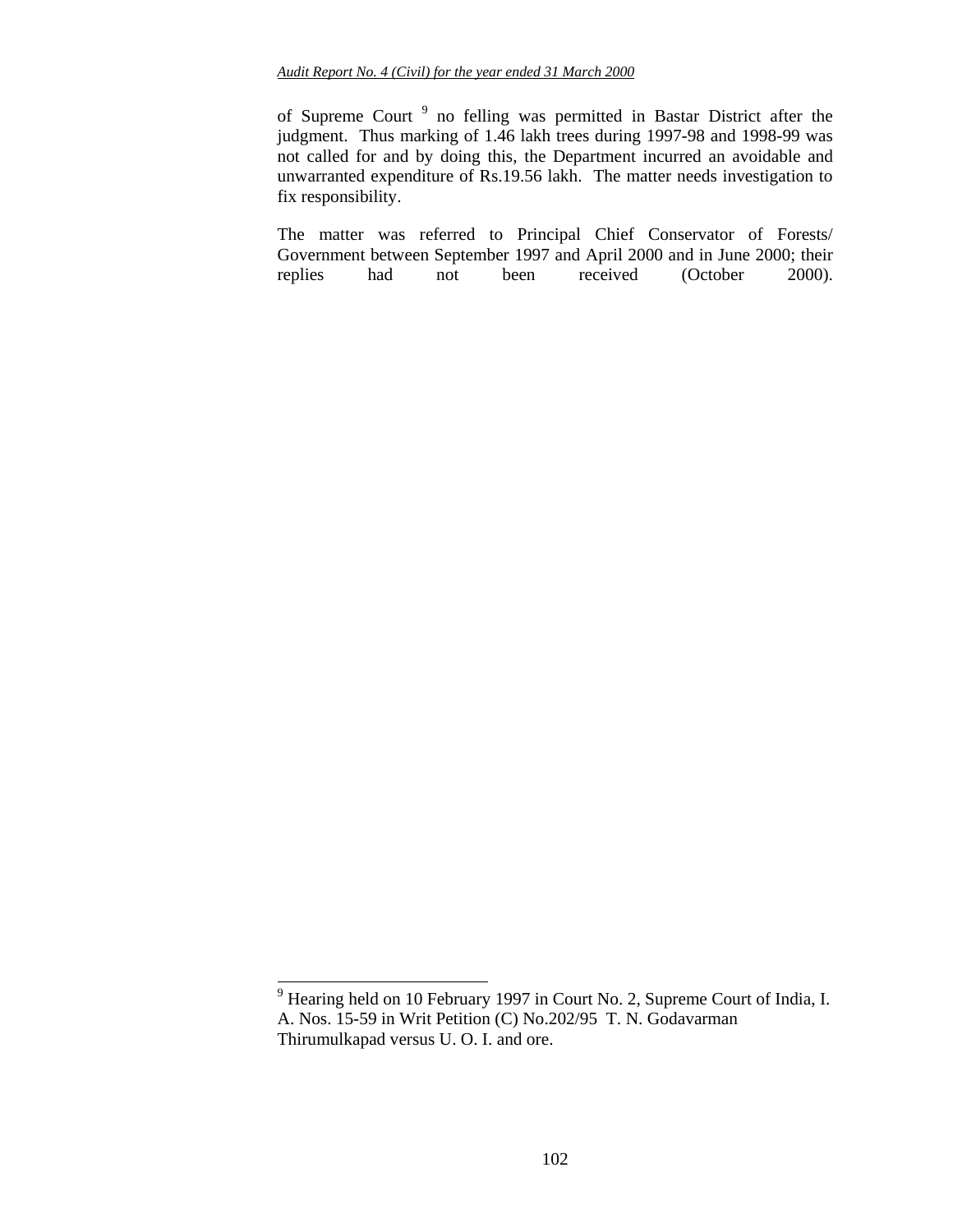of Supreme Court [9] no felling was permitted in Bastar District after the judgment. Thus marking of 1.46 lakh trees during 1997-98 and 1998-99 was not called for and by doing this, the Department incurred an avoidable and unwarranted expenditure of Rs.19.56 lakh. The matter needs investigation to fix responsibility.

The matter was referred to Principal Chief Conservator of Forests/ Government between September 1997 and April 2000 and in June 2000; their replies had not been received (October 2000).

---

[9] Hearing held on 10 February 1997 in Court No. 2, Supreme Court of India, I. A. Nos. 15-59 in Writ Petition (C) No.202/95 T. N. Godavarman Thirumulkapad versus U. O. I. and ore.